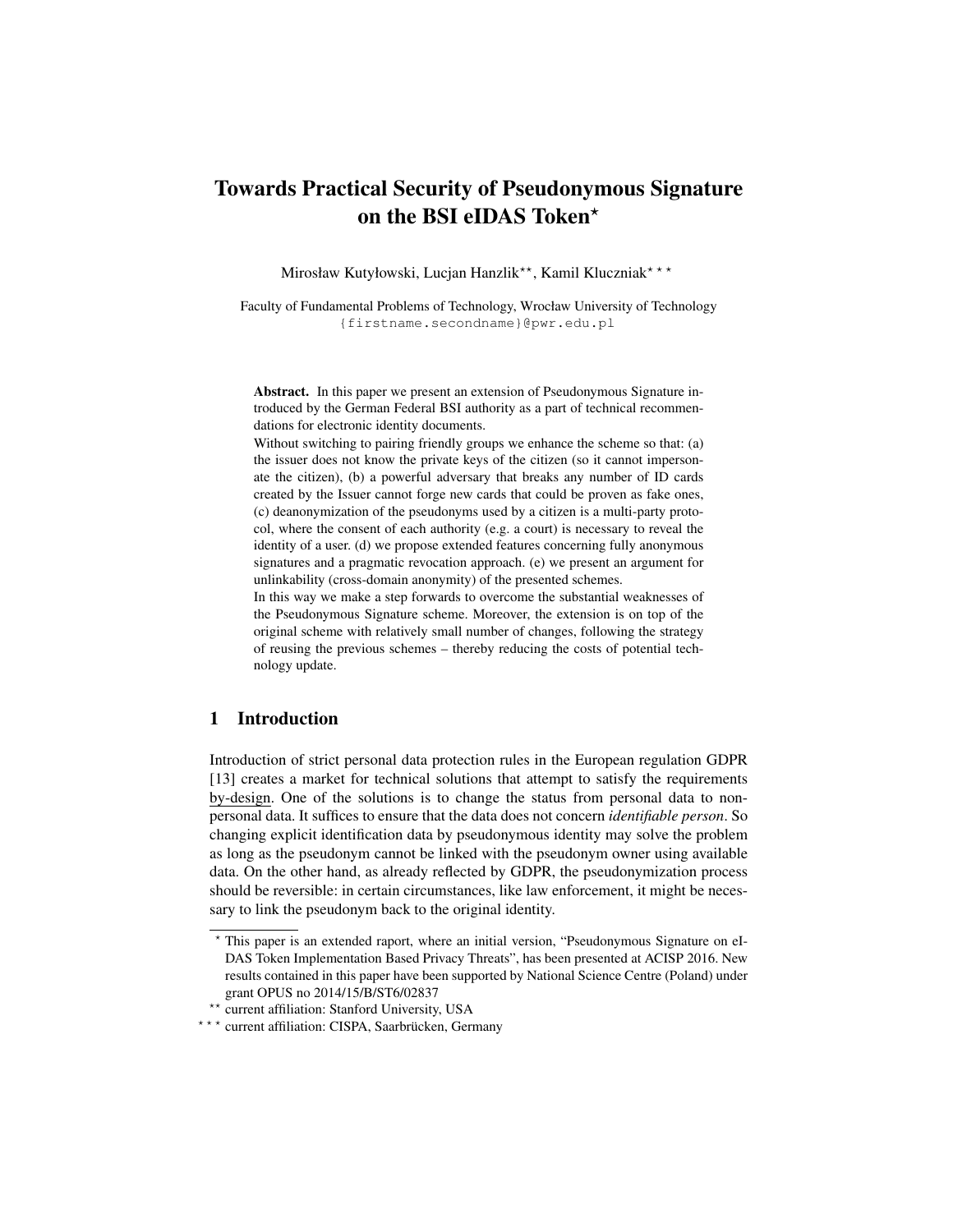# Towards Practical Security of Pseudonymous Signature on the BSI eIDAS Token*

Mirosław Kutyłowski, Lucjan Hanzlik**, Kamil Kluczniak***

Faculty of Fundamental Problems of Technology, Wrocław University of Technology
{firstname.secondname}@pwr.edu.pl

**Abstract.** In this paper we present an extension of Pseudonymous Signature introduced by the German Federal BSI authority as a part of technical recommendations for electronic identity documents.

Without switching to pairing friendly groups we enhance the scheme so that: (a) the issuer does not know the private keys of the citizen (so it cannot impersonate the citizen), (b) a powerful adversary that breaks any number of ID cards created by the Issuer cannot forge new cards that could be proven as fake ones, (c) deanonymization of the pseudonyms used by a citizen is a multi-party protocol, where the consent of each authority (e.g. a court) is necessary to reveal the identity of a user. (d) we propose extended features concerning fully anonymous signatures and a pragmatic revocation approach. (e) we present an argument for unlinkability (cross-domain anonymity) of the presented schemes.

In this way we make a step forwards to overcome the substantial weaknesses of the Pseudonymous Signature scheme. Moreover, the extension is on top of the original scheme with relatively small number of changes, following the strategy of reusing the previous schemes – thereby reducing the costs of potential technology update.

## 1 Introduction

Introduction of strict personal data protection rules in the European regulation GDPR [13] creates a market for technical solutions that attempt to satisfy the requirements by-design. One of the solutions is to change the status from personal data to non-personal data. It suffices to ensure that the data does not concern *identifiable person*. So changing explicit identification data by pseudonymous identity may solve the problem as long as the pseudonym cannot be linked with the pseudonym owner using available data. On the other hand, as already reflected by GDPR, the pseudonymization process should be reversible: in certain circumstances, like law enforcement, it might be necessary to link the pseudonym back to the original identity.

---

* This paper is an extended raport, where an initial version, "Pseudonymous Signature on eIDAS Token Implementation Based Privacy Threats", has been presented at ACISP 2016. New results contained in this paper have been supported by National Science Centre (Poland) under grant OPUS no 2014/15/B/ST6/02837

** current affiliation: Stanford University, USA

*** current affiliation: CISPA, Saarbrücken, Germany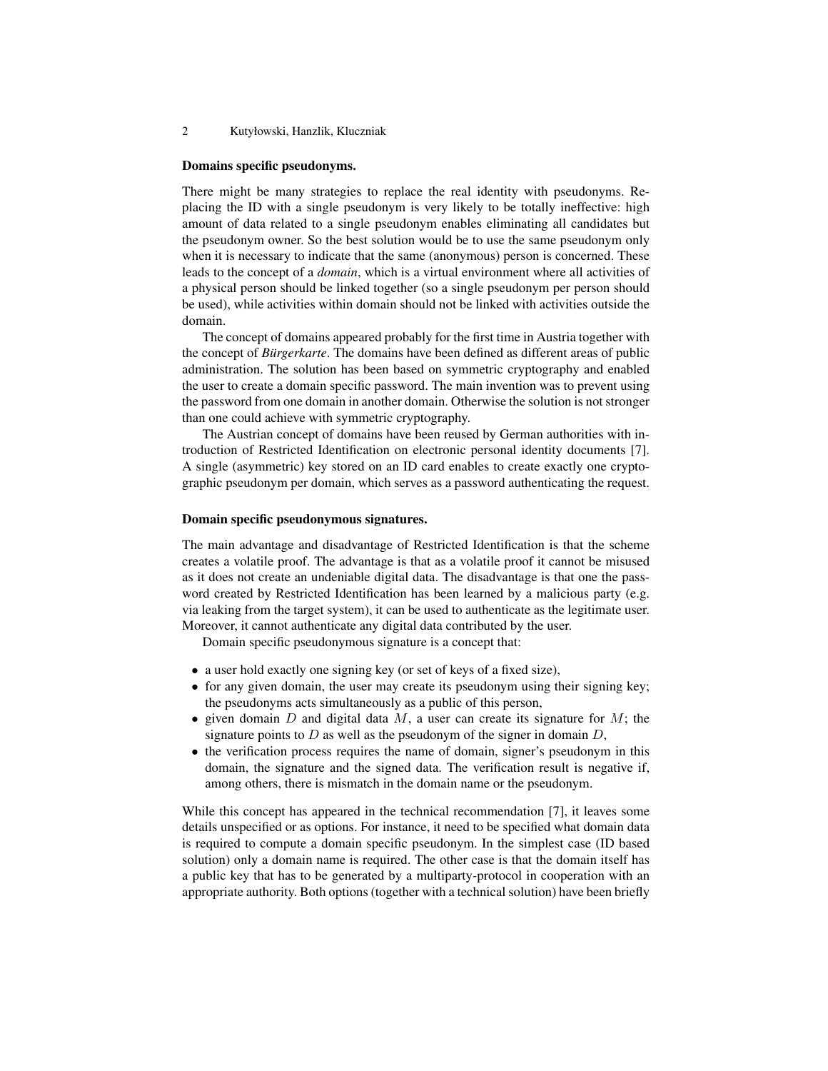### Domains specific pseudonyms.

There might be many strategies to replace the real identity with pseudonyms. Replacing the ID with a single pseudonym is very likely to be totally ineffective: high amount of data related to a single pseudonym enables eliminating all candidates but the pseudonym owner. So the best solution would be to use the same pseudonym only when it is necessary to indicate that the same (anonymous) person is concerned. These leads to the concept of a *domain*, which is a virtual environment where all activities of a physical person should be linked together (so a single pseudonym per person should be used), while activities within domain should not be linked with activities outside the domain.

The concept of domains appeared probably for the first time in Austria together with the concept of *Bürgerkarte*. The domains have been defined as different areas of public administration. The solution has been based on symmetric cryptography and enabled the user to create a domain specific password. The main invention was to prevent using the password from one domain in another domain. Otherwise the solution is not stronger than one could achieve with symmetric cryptography.

The Austrian concept of domains have been reused by German authorities with introduction of Restricted Identification on electronic personal identity documents [7]. A single (asymmetric) key stored on an ID card enables to create exactly one cryptographic pseudonym per domain, which serves as a password authenticating the request.

### Domain specific pseudonymous signatures.

The main advantage and disadvantage of Restricted Identification is that the scheme creates a volatile proof. The advantage is that as a volatile proof it cannot be misused as it does not create an undeniable digital data. The disadvantage is that one the password created by Restricted Identification has been learned by a malicious party (e.g. via leaking from the target system), it can be used to authenticate as the legitimate user. Moreover, it cannot authenticate any digital data contributed by the user.

Domain specific pseudonymous signature is a concept that:

- a user hold exactly one signing key (or set of keys of a fixed size),
- for any given domain, the user may create its pseudonym using their signing key; the pseudonyms acts simultaneously as a public of this person,
- given domain $D$ and digital data $M$, a user can create its signature for $M$; the signature points to $D$ as well as the pseudonym of the signer in domain $D$,
- the verification process requires the name of domain, signer's pseudonym in this domain, the signature and the signed data. The verification result is negative if, among others, there is mismatch in the domain name or the pseudonym.

While this concept has appeared in the technical recommendation [7], it leaves some details unspecified or as options. For instance, it need to be specified what domain data is required to compute a domain specific pseudonym. In the simplest case (ID based solution) only a domain name is required. The other case is that the domain itself has a public key that has to be generated by a multiparty-protocol in cooperation with an appropriate authority. Both options (together with a technical solution) have been briefly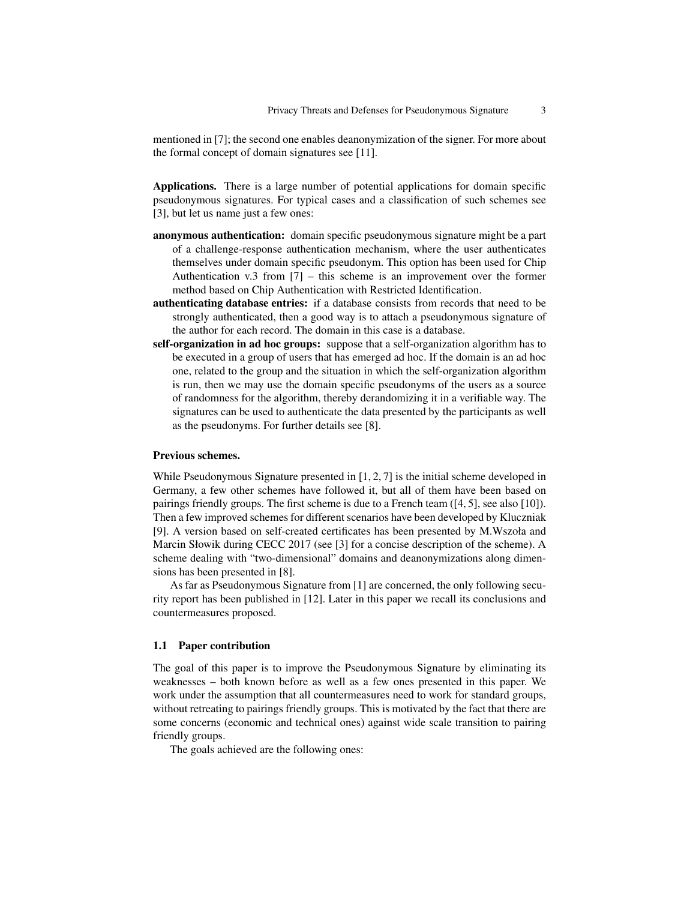mentioned in [7]; the second one enables deanonymization of the signer. For more about the formal concept of domain signatures see [11].

**Applications.** There is a large number of potential applications for domain specific pseudonymous signatures. For typical cases and a classification of such schemes see [3], but let us name just a few ones:

- **anonymous authentication:** domain specific pseudonymous signature might be a part of a challenge-response authentication mechanism, where the user authenticates themselves under domain specific pseudonym. This option has been used for Chip Authentication v.3 from [7] – this scheme is an improvement over the former method based on Chip Authentication with Restricted Identification.
- **authenticating database entries:** if a database consists from records that need to be strongly authenticated, then a good way is to attach a pseudonymous signature of the author for each record. The domain in this case is a database.
- **self-organization in ad hoc groups:** suppose that a self-organization algorithm has to be executed in a group of users that has emerged ad hoc. If the domain is an ad hoc one, related to the group and the situation in which the self-organization algorithm is run, then we may use the domain specific pseudonyms of the users as a source of randomness for the algorithm, thereby derandomizing it in a verifiable way. The signatures can be used to authenticate the data presented by the participants as well as the pseudonyms. For further details see [8].

**Previous schemes.**

While Pseudonymous Signature presented in [1, 2, 7] is the initial scheme developed in Germany, a few other schemes have followed it, but all of them have been based on pairings friendly groups. The first scheme is due to a French team ([4, 5], see also [10]). Then a few improved schemes for different scenarios have been developed by Kluczniak [9]. A version based on self-created certificates has been presented by M.Wszoła and Marcin Słowik during CECC 2017 (see [3] for a concise description of the scheme). A scheme dealing with "two-dimensional" domains and deanonymizations along dimensions has been presented in [8].

As far as Pseudonymous Signature from [1] are concerned, the only following security report has been published in [12]. Later in this paper we recall its conclusions and countermeasures proposed.

### 1.1 Paper contribution

The goal of this paper is to improve the Pseudonymous Signature by eliminating its weaknesses – both known before as well as a few ones presented in this paper. We work under the assumption that all countermeasures need to work for standard groups, without retreating to pairings friendly groups. This is motivated by the fact that there are some concerns (economic and technical ones) against wide scale transition to pairing friendly groups.

The goals achieved are the following ones: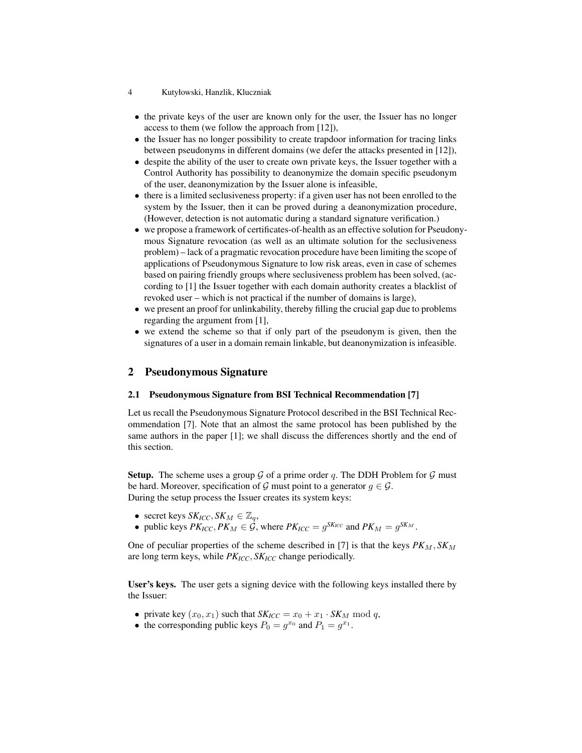- the private keys of the user are known only for the user, the Issuer has no longer access to them (we follow the approach from [12]),
- the Issuer has no longer possibility to create trapdoor information for tracing links between pseudonyms in different domains (we defer the attacks presented in [12]),
- despite the ability of the user to create own private keys, the Issuer together with a Control Authority has possibility to deanonymize the domain specific pseudonym of the user, deanonymization by the Issuer alone is infeasible,
- there is a limited seclusiveness property: if a given user has not been enrolled to the system by the Issuer, then it can be proved during a deanonymization procedure, (However, detection is not automatic during a standard signature verification.)
- we propose a framework of certificates-of-health as an effective solution for Pseudonymous Signature revocation (as well as an ultimate solution for the seclusiveness problem) – lack of a pragmatic revocation procedure have been limiting the scope of applications of Pseudonymous Signature to low risk areas, even in case of schemes based on pairing friendly groups where seclusiveness problem has been solved, (according to [1] the Issuer together with each domain authority creates a blacklist of revoked user – which is not practical if the number of domains is large),
- we present an proof for unlinkability, thereby filling the crucial gap due to problems regarding the argument from [1],
- we extend the scheme so that if only part of the pseudonym is given, then the signatures of a user in a domain remain linkable, but deanonymization is infeasible.

## 2 Pseudonymous Signature

### 2.1 Pseudonymous Signature from BSI Technical Recommendation [7]

Let us recall the Pseudonymous Signature Protocol described in the BSI Technical Recommendation [7]. Note that an almost the same protocol has been published by the same authors in the paper [1]; we shall discuss the differences shortly and the end of this section.

**Setup.** The scheme uses a group $\mathcal{G}$ of a prime order $q$. The DDH Problem for $\mathcal{G}$ must be hard. Moreover, specification of $\mathcal{G}$ must point to a generator $g \in \mathcal{G}$.
During the setup process the Issuer creates its system keys:

- secret keys $SK_{ICC}, SK_M \in \mathbb{Z}_q$,
- public keys $PK_{ICC}, PK_M \in \mathcal{G}$, where $PK_{ICC} = g^{SK_{ICC}}$ and $PK_M = g^{SK_M}$.

One of peculiar properties of the scheme described in [7] is that the keys $PK_M, SK_M$ are long term keys, while $PK_{ICC}, SK_{ICC}$ change periodically.

**User's keys.** The user gets a signing device with the following keys installed there by the Issuer:

- private key $(x_0, x_1)$ such that $SK_{ICC} = x_0 + x_1 \cdot SK_M \mod q$,
- the corresponding public keys $P_0 = g^{x_0}$ and $P_1 = g^{x_1}$.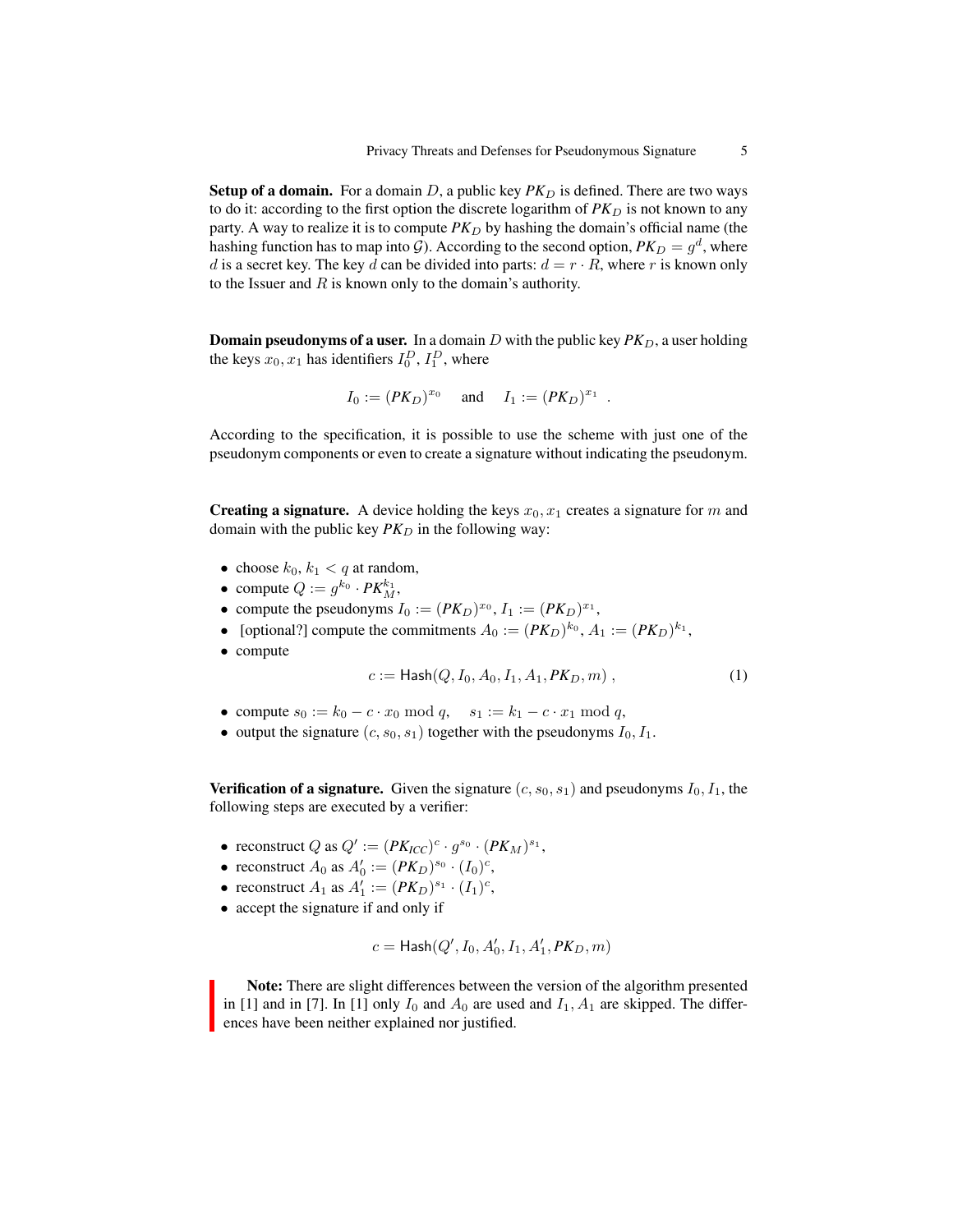**Setup of a domain.** For a domain $D$, a public key $PK_D$ is defined. There are two ways to do it: according to the first option the discrete logarithm of $PK_D$ is not known to any party. A way to realize it is to compute $PK_D$ by hashing the domain's official name (the hashing function has to map into $\mathcal{G}$). According to the second option, $PK_D = g^d$, where $d$ is a secret key. The key $d$ can be divided into parts: $d = r \cdot R$, where $r$ is known only to the Issuer and $R$ is known only to the domain's authority.

**Domain pseudonyms of a user.** In a domain $D$ with the public key $PK_D$, a user holding the keys $x_0, x_1$ has identifiers $I_0^D, I_1^D$, where

$$I_0 := (PK_D)^{x_0} \quad \text{and} \quad I_1 := (PK_D)^{x_1} \ .$$

According to the specification, it is possible to use the scheme with just one of the pseudonym components or even to create a signature without indicating the pseudonym.

**Creating a signature.** A device holding the keys $x_0, x_1$ creates a signature for $m$ and domain with the public key $PK_D$ in the following way:

- choose $k_0, k_1 < q$ at random,
- compute $Q := g^{k_0} \cdot PK_M^{k_1}$,
- compute the pseudonyms $I_0 := (PK_D)^{x_0}$, $I_1 := (PK_D)^{x_1}$,
- [optional?] compute the commitments $A_0 := (PK_D)^{k_0}$, $A_1 := (PK_D)^{k_1}$,
- compute

$$c := \mathsf{Hash}(Q, I_0, A_0, I_1, A_1, PK_D, m) \ , \tag{1}$$

- compute $s_0 := k_0 - c \cdot x_0 \bmod q, \quad s_1 := k_1 - c \cdot x_1 \bmod q$,
- output the signature $(c, s_0, s_1)$ together with the pseudonyms $I_0, I_1$.

**Verification of a signature.** Given the signature $(c, s_0, s_1)$ and pseudonyms $I_0, I_1$, the following steps are executed by a verifier:

- reconstruct $Q$ as $Q' := (PK_{ICC})^c \cdot g^{s_0} \cdot (PK_M)^{s_1}$,
- reconstruct $A_0$ as $A_0' := (PK_D)^{s_0} \cdot (I_0)^c$,
- reconstruct $A_1$ as $A_1' := (PK_D)^{s_1} \cdot (I_1)^c$,
- accept the signature if and only if

$$c = \mathsf{Hash}(Q', I_0, A_0', I_1, A_1', PK_D, m)$$

**Note:** There are slight differences between the version of the algorithm presented in [1] and in [7]. In [1] only $I_0$ and $A_0$ are used and $I_1, A_1$ are skipped. The differences have been neither explained nor justified.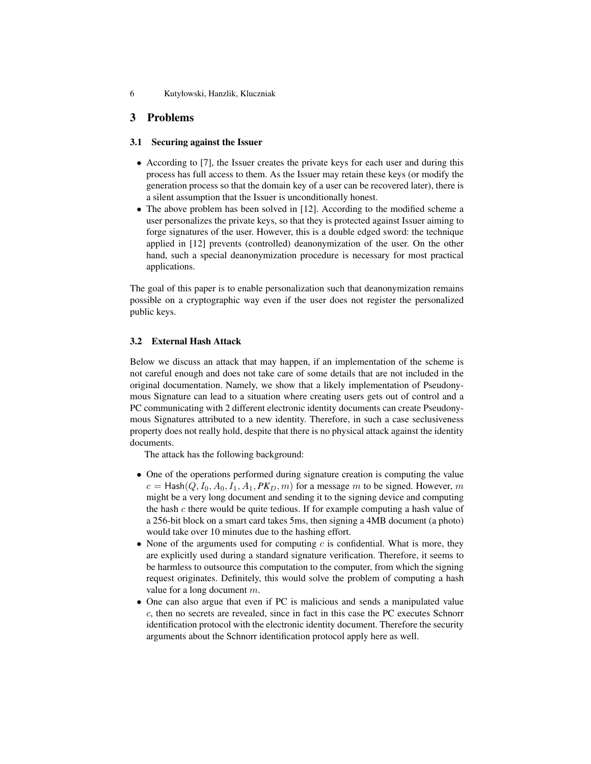## 3 Problems

### 3.1 Securing against the Issuer

- According to [7], the Issuer creates the private keys for each user and during this process has full access to them. As the Issuer may retain these keys (or modify the generation process so that the domain key of a user can be recovered later), there is a silent assumption that the Issuer is unconditionally honest.
- The above problem has been solved in [12]. According to the modified scheme a user personalizes the private keys, so that they is protected against Issuer aiming to forge signatures of the user. However, this is a double edged sword: the technique applied in [12] prevents (controlled) deanonymization of the user. On the other hand, such a special deanonymization procedure is necessary for most practical applications.

The goal of this paper is to enable personalization such that deanonymization remains possible on a cryptographic way even if the user does not register the personalized public keys.

### 3.2 External Hash Attack

Below we discuss an attack that may happen, if an implementation of the scheme is not careful enough and does not take care of some details that are not included in the original documentation. Namely, we show that a likely implementation of Pseudonymous Signature can lead to a situation where creating users gets out of control and a PC communicating with 2 different electronic identity documents can create Pseudonymous Signatures attributed to a new identity. Therefore, in such a case seclusiveness property does not really hold, despite that there is no physical attack against the identity documents.

The attack has the following background:

- One of the operations performed during signature creation is computing the value $c = \mathsf{Hash}(Q, I_0, A_0, I_1, A_1, PK_D, m)$ for a message $m$ to be signed. However, $m$ might be a very long document and sending it to the signing device and computing the hash $c$ there would be quite tedious. If for example computing a hash value of a 256-bit block on a smart card takes 5ms, then signing a 4MB document (a photo) would take over 10 minutes due to the hashing effort.
- None of the arguments used for computing $c$ is confidential. What is more, they are explicitly used during a standard signature verification. Therefore, it seems to be harmless to outsource this computation to the computer, from which the signing request originates. Definitely, this would solve the problem of computing a hash value for a long document $m$.
- One can also argue that even if PC is malicious and sends a manipulated value $c$, then no secrets are revealed, since in fact in this case the PC executes Schnorr identification protocol with the electronic identity document. Therefore the security arguments about the Schnorr identification protocol apply here as well.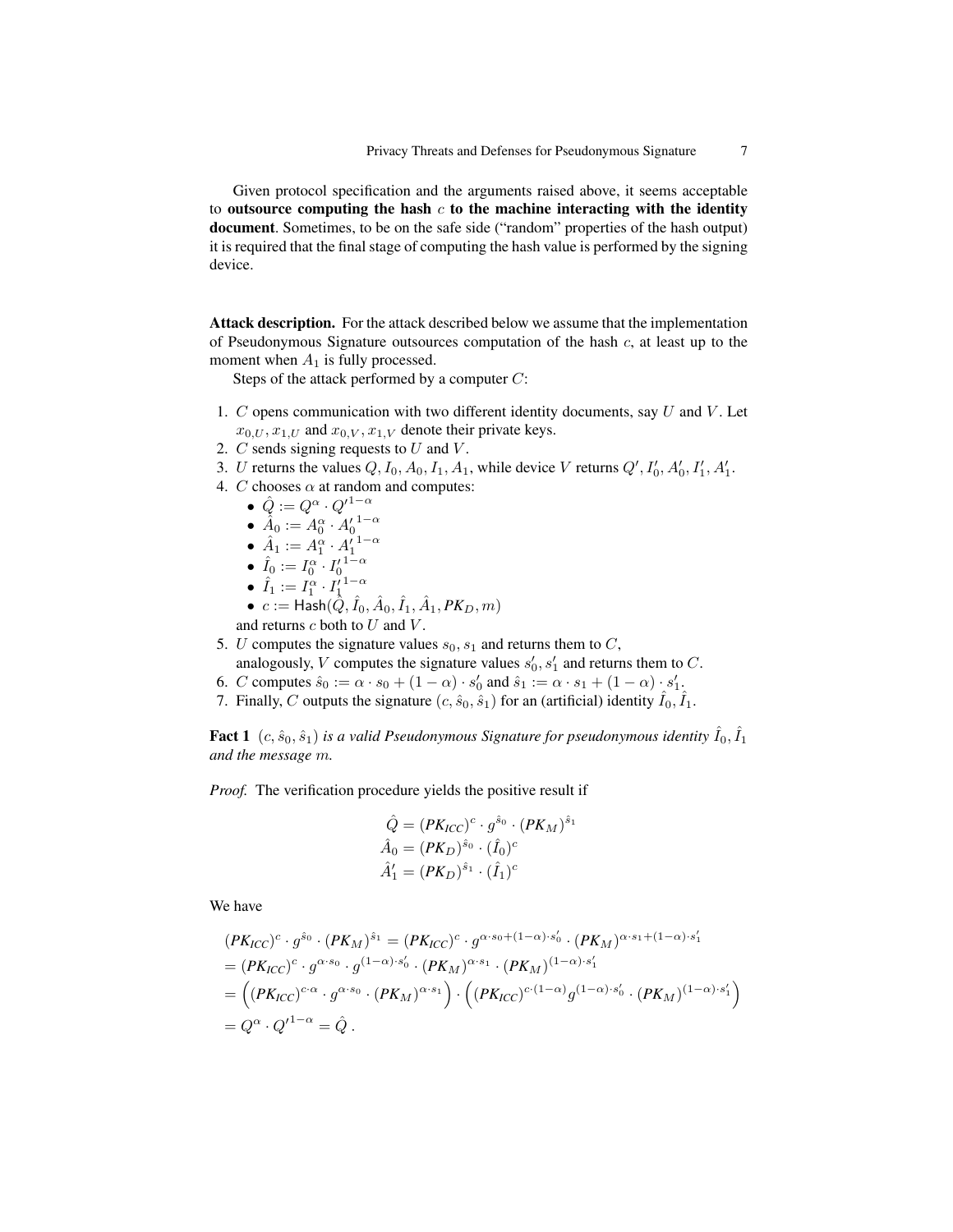Given protocol specification and the arguments raised above, it seems acceptable to **outsource computing the hash $c$ to the machine interacting with the identity document**. Sometimes, to be on the safe side ("random" properties of the hash output) it is required that the final stage of computing the hash value is performed by the signing device.

**Attack description.** For the attack described below we assume that the implementation of Pseudonymous Signature outsources computation of the hash $c$, at least up to the moment when $A_1$ is fully processed.

Steps of the attack performed by a computer $C$:

1. $C$ opens communication with two different identity documents, say $U$ and $V$. Let $x_{0,U}, x_{1,U}$ and $x_{0,V}, x_{1,V}$ denote their private keys.
2. $C$ sends signing requests to $U$ and $V$.
3. $U$ returns the values $Q, I_0, A_0, I_1, A_1$, while device $V$ returns $Q', I'_0, A'_0, I'_1, A'_1$.
4. $C$ chooses $\alpha$ at random and computes:
   - $\hat{Q} := Q^{\alpha} \cdot {Q'}^{1-\alpha}$
   - $\hat{A}_0 := A_0^{\alpha} \cdot {A'_0}^{1-\alpha}$
   - $\hat{A}_1 := A_1^{\alpha} \cdot {A'_1}^{1-\alpha}$
   - $\hat{I}_0 := I_0^{\alpha} \cdot {I'_0}^{1-\alpha}$
   - $\hat{I}_1 := I_1^{\alpha} \cdot {I'_1}^{1-\alpha}$
   - $c := \mathsf{Hash}(\hat{Q}, \hat{I}_0, \hat{A}_0, \hat{I}_1, \hat{A}_1, PK_D, m)$

   and returns $c$ both to $U$ and $V$.
5. $U$ computes the signature values $s_0, s_1$ and returns them to $C$, analogously, $V$ computes the signature values $s'_0, s'_1$ and returns them to $C$.
6. $C$ computes $\hat{s}_0 := \alpha \cdot s_0 + (1-\alpha) \cdot s'_0$ and $\hat{s}_1 := \alpha \cdot s_1 + (1-\alpha) \cdot s'_1$.
7. Finally, $C$ outputs the signature $(c, \hat{s}_0, \hat{s}_1)$ for an (artificial) identity $\hat{I}_0, \hat{I}_1$.

**Fact 1** *$(c, \hat{s}_0, \hat{s}_1)$ is a valid Pseudonymous Signature for pseudonymous identity $\hat{I}_0, \hat{I}_1$ and the message $m$.*

*Proof.* The verification procedure yields the positive result if

$$\begin{aligned}
\hat{Q} &= (PK_{ICC})^c \cdot g^{\hat{s}_0} \cdot (PK_M)^{\hat{s}_1} \\
\hat{A}_0 &= (PK_D)^{\hat{s}_0} \cdot (\hat{I}_0)^c \\
\hat{A}'_1 &= (PK_D)^{\hat{s}_1} \cdot (\hat{I}_1)^c
\end{aligned}$$

We have

$$\begin{aligned}
&(PK_{ICC})^c \cdot g^{\hat{s}_0} \cdot (PK_M)^{\hat{s}_1} = (PK_{ICC})^c \cdot g^{\alpha \cdot s_0 + (1-\alpha)\cdot s'_0} \cdot (PK_M)^{\alpha \cdot s_1 + (1-\alpha)\cdot s'_1} \\
&= (PK_{ICC})^c \cdot g^{\alpha \cdot s_0} \cdot g^{(1-\alpha)\cdot s'_0} \cdot (PK_M)^{\alpha \cdot s_1} \cdot (PK_M)^{(1-\alpha)\cdot s'_1} \\
&= \left((PK_{ICC})^{c\cdot\alpha} \cdot g^{\alpha \cdot s_0} \cdot (PK_M)^{\alpha\cdot s_1}\right) \cdot \left((PK_{ICC})^{c\cdot(1-\alpha)} g^{(1-\alpha)\cdot s'_0} \cdot (PK_M)^{(1-\alpha)\cdot s'_1}\right) \\
&= Q^{\alpha} \cdot {Q'}^{1-\alpha} = \hat{Q} .
\end{aligned}$$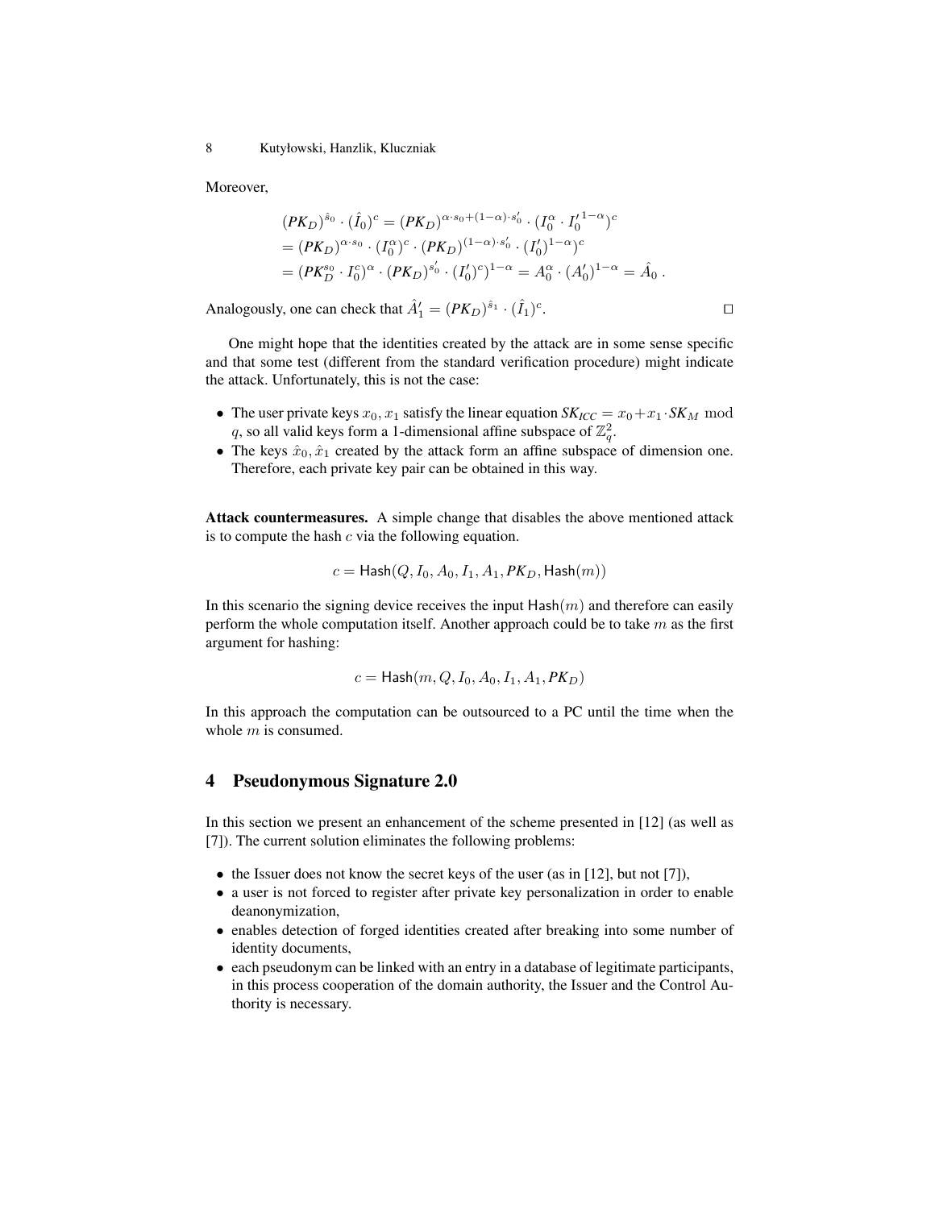Moreover,

$$
\begin{aligned}
&(PK_D)^{\hat{s}_0} \cdot (\hat{I}_0)^c = (PK_D)^{\alpha \cdot s_0 + (1-\alpha) \cdot s_0'} \cdot (I_0^{\alpha} \cdot {I_0'}^{1-\alpha})^c \\
&= (PK_D)^{\alpha \cdot s_0} \cdot (I_0^{\alpha})^c \cdot (PK_D)^{(1-\alpha) \cdot s_0'} \cdot (I_0')^{1-\alpha})^c \\
&= (PK_D^{s_0} \cdot I_0^c)^{\alpha} \cdot (PK_D)^{s_0'} \cdot (I_0')^c)^{1-\alpha} = A_0^{\alpha} \cdot (A_0')^{1-\alpha} = \hat{A}_0 \,.
\end{aligned}
$$

Analogously, one can check that $\hat{A}_1' = (PK_D)^{\hat{s}_1} \cdot (\hat{I}_1)^c$. ☐

One might hope that the identities created by the attack are in some sense specific and that some test (different from the standard verification procedure) might indicate the attack. Unfortunately, this is not the case:

- The user private keys $x_0, x_1$ satisfy the linear equation $SK_{ICC} = x_0 + x_1 \cdot SK_M \mod q$, so all valid keys form a 1-dimensional affine subspace of $\mathbb{Z}_q^2$.
- The keys $\hat{x}_0, \hat{x}_1$ created by the attack form an affine subspace of dimension one. Therefore, each private key pair can be obtained in this way.

**Attack countermeasures.** A simple change that disables the above mentioned attack is to compute the hash $c$ via the following equation.

$$
c = \mathsf{Hash}(Q, I_0, A_0, I_1, A_1, PK_D, \mathsf{Hash}(m))
$$

In this scenario the signing device receives the input $\mathsf{Hash}(m)$ and therefore can easily perform the whole computation itself. Another approach could be to take $m$ as the first argument for hashing:

$$
c = \mathsf{Hash}(m, Q, I_0, A_0, I_1, A_1, PK_D)
$$

In this approach the computation can be outsourced to a PC until the time when the whole $m$ is consumed.

## 4 Pseudonymous Signature 2.0

In this section we present an enhancement of the scheme presented in [12] (as well as [7]). The current solution eliminates the following problems:

- the Issuer does not know the secret keys of the user (as in [12], but not [7]),
- a user is not forced to register after private key personalization in order to enable deanonymization,
- enables detection of forged identities created after breaking into some number of identity documents,
- each pseudonym can be linked with an entry in a database of legitimate participants, in this process cooperation of the domain authority, the Issuer and the Control Authority is necessary.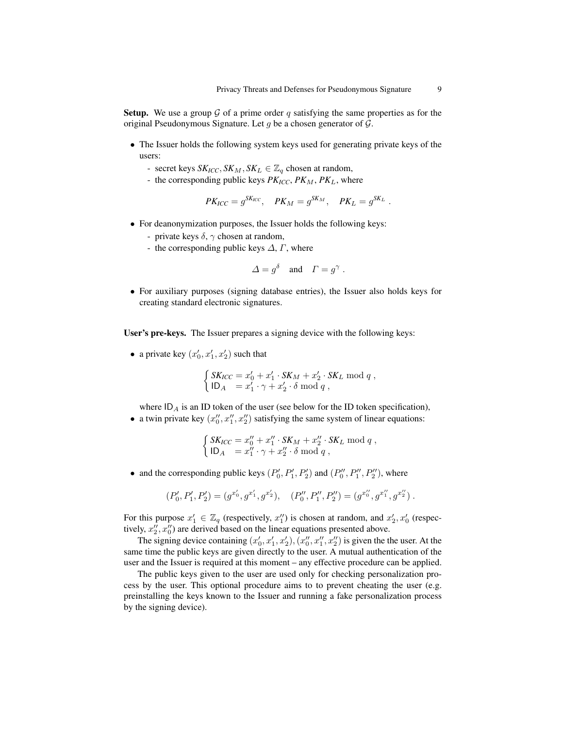**Setup.** We use a group $\mathcal{G}$ of a prime order $q$ satisfying the same properties as for the original Pseudonymous Signature. Let $g$ be a chosen generator of $\mathcal{G}$.

- The Issuer holds the following system keys used for generating private keys of the users:
  - secret keys $SK_{ICC}, SK_M, SK_L \in \mathbb{Z}_q$ chosen at random,
  - the corresponding public keys $PK_{ICC}$, $PK_M$, $PK_L$, where

$$PK_{ICC} = g^{SK_{ICC}}, \quad PK_M = g^{SK_M}, \quad PK_L = g^{SK_L} .$$

- For deanonymization purposes, the Issuer holds the following keys:
  - private keys $\delta$, $\gamma$ chosen at random,
  - the corresponding public keys $\Delta$, $\Gamma$, where

$$\Delta = g^{\delta} \quad \text{and} \quad \Gamma = g^{\gamma} .$$

- For auxiliary purposes (signing database entries), the Issuer also holds keys for creating standard electronic signatures.

**User's pre-keys.** The Issuer prepares a signing device with the following keys:

- a private key $(x_0', x_1', x_2')$ such that

$$\begin{cases} SK_{ICC} = x_0' + x_1' \cdot SK_M + x_2' \cdot SK_L \bmod q \,, \\ \mathsf{ID}_A \quad = x_1' \cdot \gamma + x_2' \cdot \delta \bmod q \,, \end{cases}$$

  where $\mathsf{ID}_A$ is an ID token of the user (see below for the ID token specification),
- a twin private key $(x_0'', x_1'', x_2'')$ satisfying the same system of linear equations:

$$\begin{cases} SK_{ICC} = x_0'' + x_1'' \cdot SK_M + x_2'' \cdot SK_L \bmod q \,, \\ \mathsf{ID}_A \quad = x_1'' \cdot \gamma + x_2'' \cdot \delta \bmod q \,, \end{cases}$$

- and the corresponding public keys $(P_0', P_1', P_2')$ and $(P_0'', P_1'', P_2'')$, where

$$(P_0', P_1', P_2') = (g^{x_0'}, g^{x_1'}, g^{x_2'}), \quad (P_0'', P_1'', P_2'') = (g^{x_0''}, g^{x_1''}, g^{x_2''}) .$$

For this purpose $x_1' \in \mathbb{Z}_q$ (respectively, $x_1''$) is chosen at random, and $x_2', x_0'$ (respectively, $x_2'', x_0''$) are derived based on the linear equations presented above.

The signing device containing $(x_0', x_1', x_2'), (x_0'', x_1'', x_2'')$ is given the the user. At the same time the public keys are given directly to the user. A mutual authentication of the user and the Issuer is required at this moment – any effective procedure can be applied.

The public keys given to the user are used only for checking personalization process by the user. This optional procedure aims to to prevent cheating the user (e.g. preinstalling the keys known to the Issuer and running a fake personalization process by the signing device).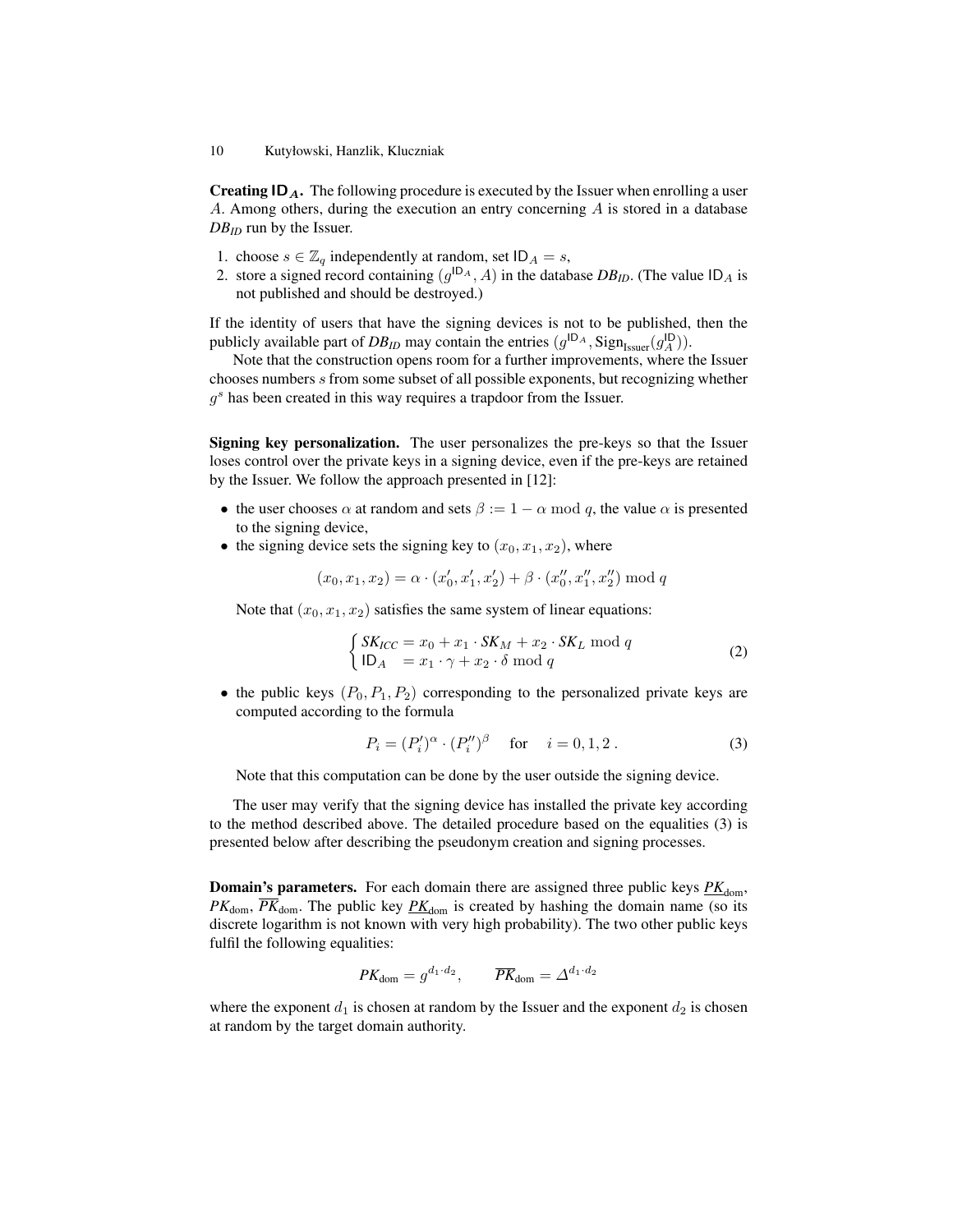**Creating $\mathsf{ID}_A$.** The following procedure is executed by the Issuer when enrolling a user $A$. Among others, during the execution an entry concerning $A$ is stored in a database $DB_{ID}$ run by the Issuer.

1. choose $s \in \mathbb{Z}_q$ independently at random, set $\mathsf{ID}_A = s$,
2. store a signed record containing $(g^{\mathsf{ID}_A}, A)$ in the database $DB_{ID}$. (The value $\mathsf{ID}_A$ is not published and should be destroyed.)

If the identity of users that have the signing devices is not to be published, then the publicly available part of $DB_{ID}$ may contain the entries $(g^{\mathsf{ID}_A}, \mathrm{Sign}_{\mathrm{Issuer}}(g_A^{\mathsf{ID}}))$.

Note that the construction opens room for a further improvements, where the Issuer chooses numbers $s$ from some subset of all possible exponents, but recognizing whether $g^s$ has been created in this way requires a trapdoor from the Issuer.

**Signing key personalization.** The user personalizes the pre-keys so that the Issuer loses control over the private keys in a signing device, even if the pre-keys are retained by the Issuer. We follow the approach presented in [12]:

- the user chooses $\alpha$ at random and sets $\beta := 1 - \alpha \bmod q$, the value $\alpha$ is presented to the signing device,
- the signing device sets the signing key to $(x_0, x_1, x_2)$, where

$$(x_0, x_1, x_2) = \alpha \cdot (x_0', x_1', x_2') + \beta \cdot (x_0'', x_1'', x_2'') \bmod q$$

  Note that $(x_0, x_1, x_2)$ satisfies the same system of linear equations:

$$\begin{cases} SK_{ICC} = x_0 + x_1 \cdot SK_M + x_2 \cdot SK_L \bmod q \\ \mathsf{ID}_A \quad = x_1 \cdot \gamma + x_2 \cdot \delta \bmod q \end{cases} \tag{2}$$

- the public keys $(P_0, P_1, P_2)$ corresponding to the personalized private keys are computed according to the formula

$$P_i = (P_i')^{\alpha} \cdot (P_i'')^{\beta} \quad \text{for} \quad i = 0, 1, 2\,. \tag{3}$$

  Note that this computation can be done by the user outside the signing device.

The user may verify that the signing device has installed the private key according to the method described above. The detailed procedure based on the equalities (3) is presented below after describing the pseudonym creation and signing processes.

**Domain's parameters.** For each domain there are assigned three public keys $\underline{PK}_{\mathrm{dom}}$, $PK_{\mathrm{dom}}$, $\overline{PK}_{\mathrm{dom}}$. The public key $\underline{PK}_{\mathrm{dom}}$ is created by hashing the domain name (so its discrete logarithm is not known with very high probability). The two other public keys fulfil the following equalities:

$$PK_{\mathrm{dom}} = g^{d_1 \cdot d_2}, \qquad \overline{PK}_{\mathrm{dom}} = \Delta^{d_1 \cdot d_2}$$

where the exponent $d_1$ is chosen at random by the Issuer and the exponent $d_2$ is chosen at random by the target domain authority.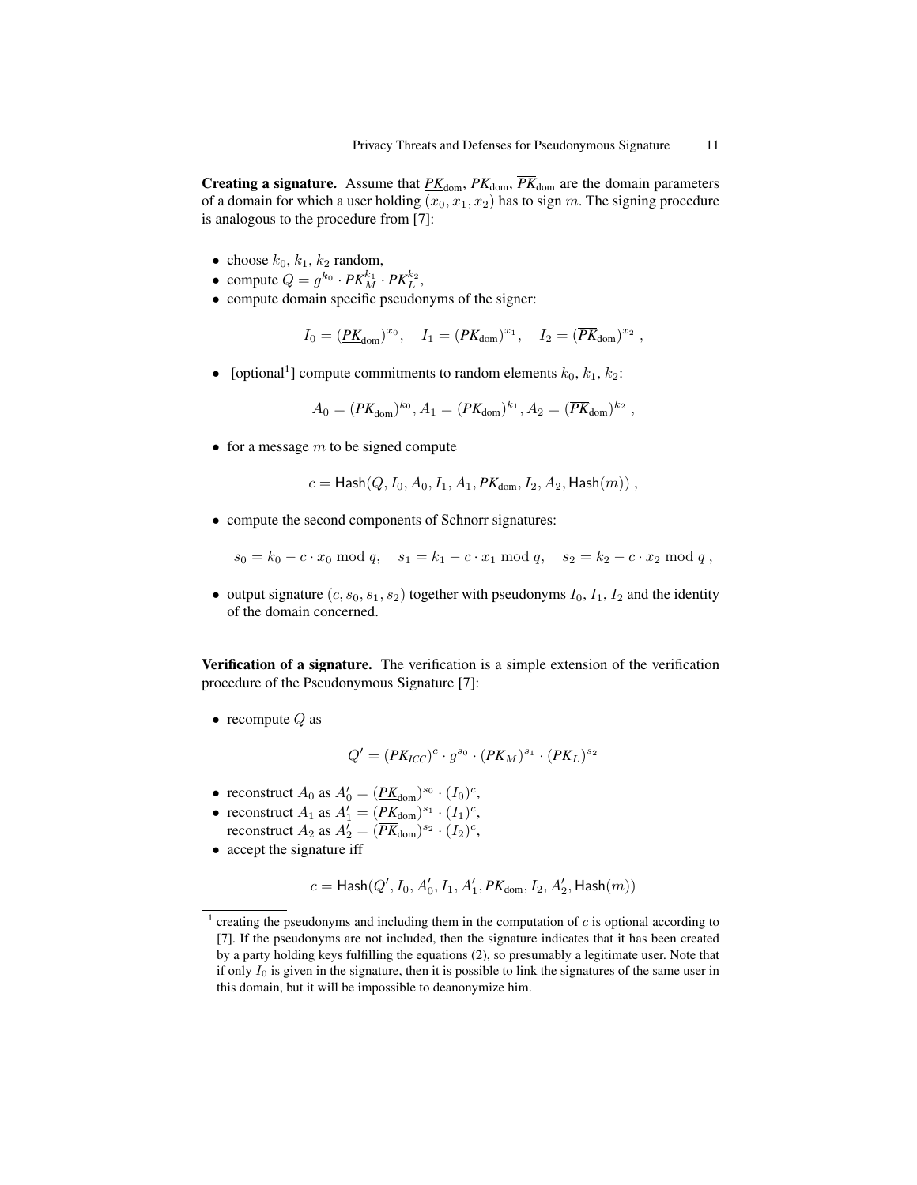**Creating a signature.** Assume that $\underline{PK}_{\text{dom}}$, $PK_{\text{dom}}$, $\overline{PK}_{\text{dom}}$ are the domain parameters of a domain for which a user holding $(x_0, x_1, x_2)$ has to sign $m$. The signing procedure is analogous to the procedure from [7]:

- choose $k_0$, $k_1$, $k_2$ random,
- compute $Q = g^{k_0} \cdot PK_M^{k_1} \cdot PK_L^{k_2}$,
- compute domain specific pseudonyms of the signer:

$$I_0 = (\underline{PK}_{\text{dom}})^{x_0}, \quad I_1 = (PK_{\text{dom}})^{x_1}, \quad I_2 = (\overline{PK}_{\text{dom}})^{x_2} \ ,$$

- [optional[1]] compute commitments to random elements $k_0$, $k_1$, $k_2$:

$$A_0 = (\underline{PK}_{\text{dom}})^{k_0}, A_1 = (PK_{\text{dom}})^{k_1}, A_2 = (\overline{PK}_{\text{dom}})^{k_2} \ ,$$

- for a message $m$ to be signed compute

$$c = \mathsf{Hash}(Q, I_0, A_0, I_1, A_1, PK_{\text{dom}}, I_2, A_2, \mathsf{Hash}(m)) \ ,$$

- compute the second components of Schnorr signatures:

$$s_0 = k_0 - c \cdot x_0 \bmod q, \quad s_1 = k_1 - c \cdot x_1 \bmod q, \quad s_2 = k_2 - c \cdot x_2 \bmod q \ ,$$

- output signature $(c, s_0, s_1, s_2)$ together with pseudonyms $I_0$, $I_1$, $I_2$ and the identity of the domain concerned.

**Verification of a signature.** The verification is a simple extension of the verification procedure of the Pseudonymous Signature [7]:

- recompute $Q$ as

$$Q' = (PK_{ICC})^c \cdot g^{s_0} \cdot (PK_M)^{s_1} \cdot (PK_L)^{s_2}$$

- reconstruct $A_0$ as $A_0' = (\underline{PK}_{\text{dom}})^{s_0} \cdot (I_0)^c$,
- reconstruct $A_1$ as $A_1' = (PK_{\text{dom}})^{s_1} \cdot (I_1)^c$,
  reconstruct $A_2$ as $A_2' = (\overline{PK}_{\text{dom}})^{s_2} \cdot (I_2)^c$,
- accept the signature iff

$$c = \mathsf{Hash}(Q', I_0, A_0', I_1, A_1', PK_{\text{dom}}, I_2, A_2', \mathsf{Hash}(m))$$

[1] creating the pseudonyms and including them in the computation of $c$ is optional according to [7]. If the pseudonyms are not included, then the signature indicates that it has been created by a party holding keys fulfilling the equations (2), so presumably a legitimate user. Note that if only $I_0$ is given in the signature, then it is possible to link the signatures of the same user in this domain, but it will be impossible to deanonymize him.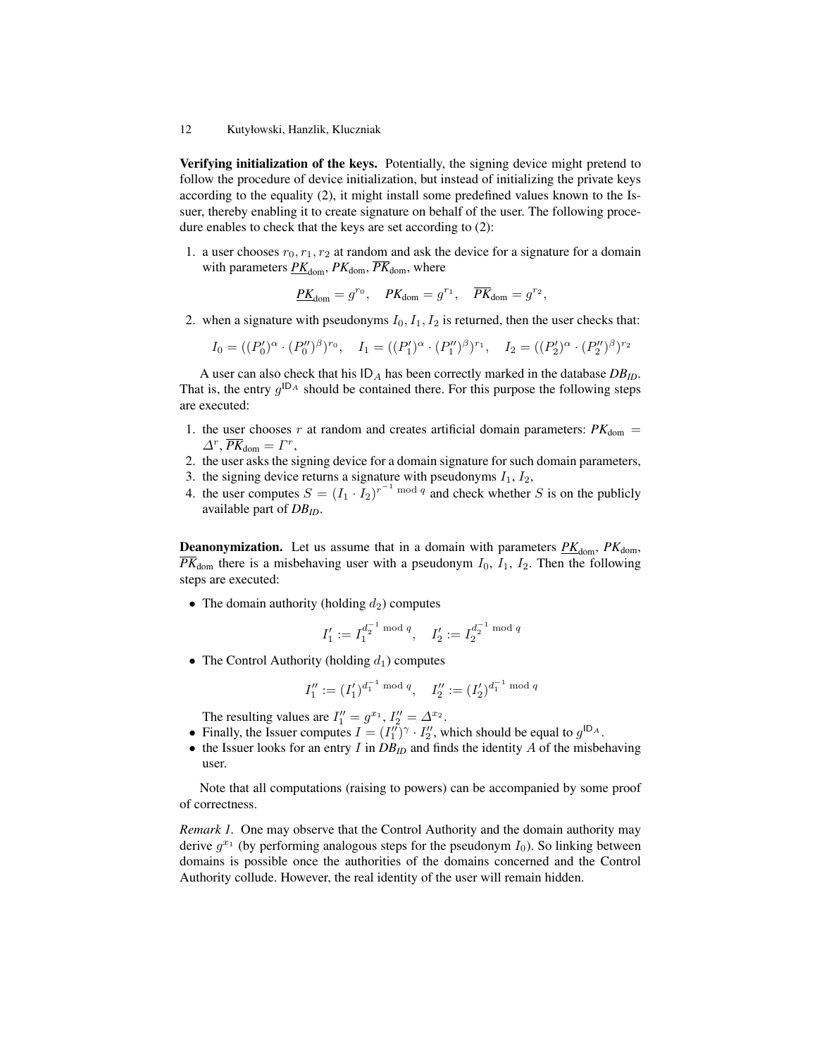**Verifying initialization of the keys.** Potentially, the signing device might pretend to follow the procedure of device initialization, but instead of initializing the private keys according to the equality (2), it might install some predefined values known to the Issuer, thereby enabling it to create signature on behalf of the user. The following procedure enables to check that the keys are set according to (2):

1. a user chooses $r_0, r_1, r_2$ at random and ask the device for a signature for a domain with parameters $\underline{PK}_{\text{dom}}$, $PK_{\text{dom}}$, $\overline{PK}_{\text{dom}}$, where

$$\underline{PK}_{\text{dom}} = g^{r_0}, \quad PK_{\text{dom}} = g^{r_1}, \quad \overline{PK}_{\text{dom}} = g^{r_2},$$

2. when a signature with pseudonyms $I_0, I_1, I_2$ is returned, then the user checks that:

$$I_0 = ((P'_0)^{\alpha} \cdot (P''_0)^{\beta})^{r_0}, \quad I_1 = ((P'_1)^{\alpha} \cdot (P''_1)^{\beta})^{r_1}, \quad I_2 = ((P'_2)^{\alpha} \cdot (P''_2)^{\beta})^{r_2}$$

A user can also check that his $\mathsf{ID}_A$ has been correctly marked in the database $DB_{ID}$. That is, the entry $g^{\mathsf{ID}_A}$ should be contained there. For this purpose the following steps are executed:

1. the user chooses $r$ at random and creates artificial domain parameters: $PK_{\text{dom}} = \Delta^r$, $\overline{PK}_{\text{dom}} = \Gamma^r$,
2. the user asks the signing device for a domain signature for such domain parameters,
3. the signing device returns a signature with pseudonyms $I_1$, $I_2$,
4. the user computes $S = (I_1 \cdot I_2)^{r^{-1} \bmod q}$ and check whether $S$ is on the publicly available part of $DB_{ID}$.

**Deanonymization.** Let us assume that in a domain with parameters $\underline{PK}_{\text{dom}}$, $PK_{\text{dom}}$, $\overline{PK}_{\text{dom}}$ there is a misbehaving user with a pseudonym $I_0$, $I_1$, $I_2$. Then the following steps are executed:

- The domain authority (holding $d_2$) computes

$$I'_1 := I_1^{d_2^{-1} \bmod q}, \quad I'_2 := I_2^{d_2^{-1} \bmod q}$$

- The Control Authority (holding $d_1$) computes

$$I''_1 := (I'_1)^{d_1^{-1} \bmod q}, \quad I''_2 := (I'_2)^{d_1^{-1} \bmod q}$$

  The resulting values are $I''_1 = g^{x_1}$, $I''_2 = \Delta^{x_2}$.
- Finally, the Issuer computes $I = (I''_1)^{\gamma} \cdot I''_2$, which should be equal to $g^{\mathsf{ID}_A}$.
- the Issuer looks for an entry $I$ in $DB_{ID}$ and finds the identity $A$ of the misbehaving user.

Note that all computations (raising to powers) can be accompanied by some proof of correctness.

*Remark 1.* One may observe that the Control Authority and the domain authority may derive $g^{x_1}$ (by performing analogous steps for the pseudonym $I_0$). So linking between domains is possible once the authorities of the domains concerned and the Control Authority collude. However, the real identity of the user will remain hidden.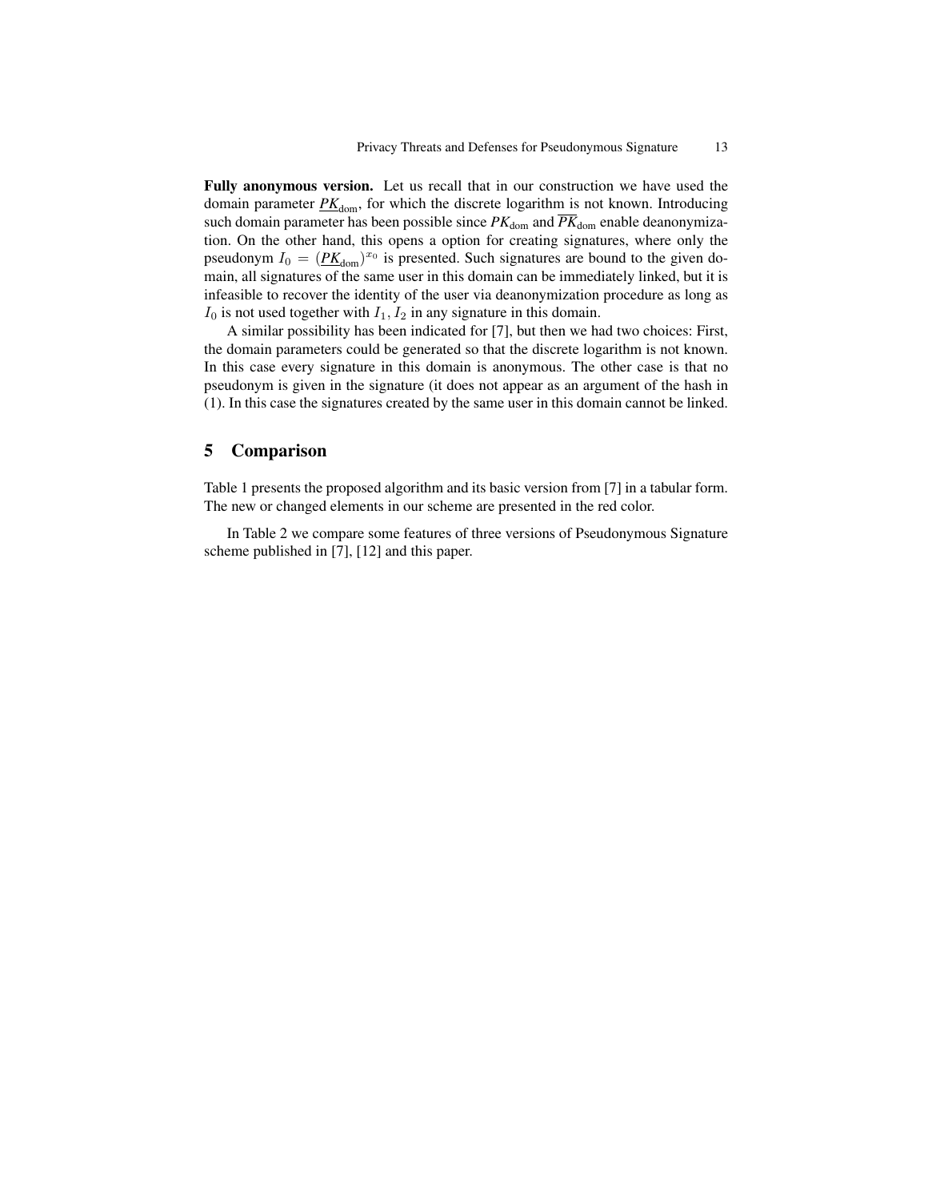**Fully anonymous version.** Let us recall that in our construction we have used the domain parameter $\underline{PK}_{\text{dom}}$, for which the discrete logarithm is not known. Introducing such domain parameter has been possible since $PK_{\text{dom}}$ and $\overline{PK}_{\text{dom}}$ enable deanonymization. On the other hand, this opens a option for creating signatures, where only the pseudonym $I_0 = (\underline{PK}_{\text{dom}})^{x_0}$ is presented. Such signatures are bound to the given domain, all signatures of the same user in this domain can be immediately linked, but it is infeasible to recover the identity of the user via deanonymization procedure as long as $I_0$ is not used together with $I_1, I_2$ in any signature in this domain.

A similar possibility has been indicated for [7], but then we had two choices: First, the domain parameters could be generated so that the discrete logarithm is not known. In this case every signature in this domain is anonymous. The other case is that no pseudonym is given in the signature (it does not appear as an argument of the hash in (1). In this case the signatures created by the same user in this domain cannot be linked.

## 5 Comparison

Table 1 presents the proposed algorithm and its basic version from [7] in a tabular form. The new or changed elements in our scheme are presented in the red color.

In Table 2 we compare some features of three versions of Pseudonymous Signature scheme published in [7], [12] and this paper.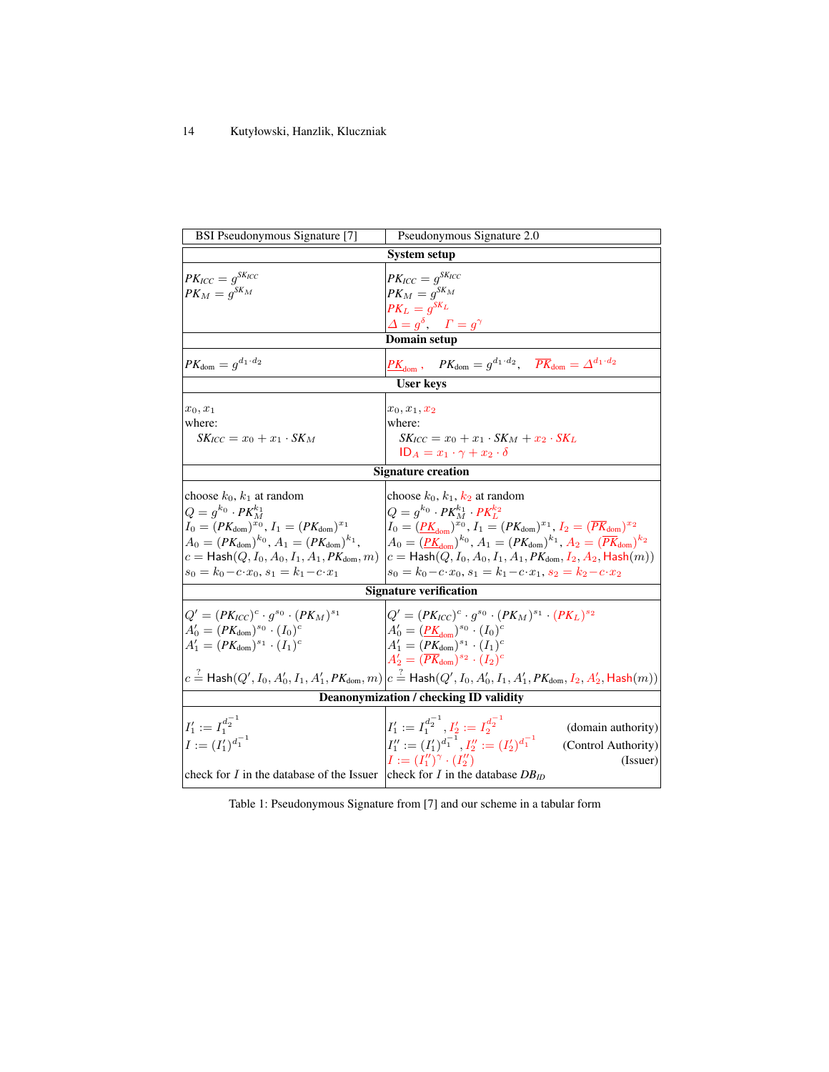| BSI Pseudonymous Signature [7] | Pseudonymous Signature 2.0 |
|---|---|
| **System setup** | |
| $PK_{ICC} = g^{SK_{ICC}}$<br>$PK_M = g^{SK_M}$ | $PK_{ICC} = g^{SK_{ICC}}$<br>$PK_M = g^{SK_M}$<br>$PK_L = g^{SK_L}$<br>$\Delta = g^{\delta}, \quad \Gamma = g^{\gamma}$ |
| **Domain setup** | |
| $PK_{\text{dom}} = g^{d_1 \cdot d_2}$ | $\underline{PK}_{\text{dom}}, \quad PK_{\text{dom}} = g^{d_1 \cdot d_2}, \quad \overline{PK}_{\text{dom}} = \Delta^{d_1 \cdot d_2}$ |
| **User keys** | |
| $x_0, x_1$<br>where:<br>$SK_{ICC} = x_0 + x_1 \cdot SK_M$ | $x_0, x_1, x_2$<br>where:<br>$SK_{ICC} = x_0 + x_1 \cdot SK_M + x_2 \cdot SK_L$<br>$\mathsf{ID}_A = x_1 \cdot \gamma + x_2 \cdot \delta$ |
| **Signature creation** | |
| choose $k_0, k_1$ at random<br>$Q = g^{k_0} \cdot PK_M^{k_1}$<br>$I_0 = (PK_{\text{dom}})^{x_0}$, $I_1 = (PK_{\text{dom}})^{x_1}$<br>$A_0 = (PK_{\text{dom}})^{k_0}$, $A_1 = (PK_{\text{dom}})^{k_1}$,<br>$c = \mathsf{Hash}(Q, I_0, A_0, I_1, A_1, PK_{\text{dom}}, m)$<br>$s_0 = k_0 - c \cdot x_0$, $s_1 = k_1 - c \cdot x_1$ | choose $k_0, k_1, k_2$ at random<br>$Q = g^{k_0} \cdot PK_M^{k_1} \cdot PK_L^{k_2}$<br>$I_0 = (\underline{PK}_{\text{dom}})^{x_0}$, $I_1 = (PK_{\text{dom}})^{x_1}$, $I_2 = (\overline{PK}_{\text{dom}})^{x_2}$<br>$A_0 = (\underline{PK}_{\text{dom}})^{k_0}$, $A_1 = (PK_{\text{dom}})^{k_1}$, $A_2 = (\overline{PK}_{\text{dom}})^{k_2}$<br>$c = \mathsf{Hash}(Q, I_0, A_0, I_1, A_1, PK_{\text{dom}}, I_2, A_2, \mathsf{Hash}(m))$<br>$s_0 = k_0 - c \cdot x_0$, $s_1 = k_1 - c \cdot x_1$, $s_2 = k_2 - c \cdot x_2$ |
| **Signature verification** | |
| $Q' = (PK_{ICC})^c \cdot g^{s_0} \cdot (PK_M)^{s_1}$<br>$A'_0 = (PK_{\text{dom}})^{s_0} \cdot (I_0)^c$<br>$A'_1 = (PK_{\text{dom}})^{s_1} \cdot (I_1)^c$<br><br>$c \stackrel{?}{=} \mathsf{Hash}(Q', I_0, A'_0, I_1, A'_1, PK_{\text{dom}}, m)$ | $Q' = (PK_{ICC})^c \cdot g^{s_0} \cdot (PK_M)^{s_1} \cdot (PK_L)^{s_2}$<br>$A'_0 = (\underline{PK}_{\text{dom}})^{s_0} \cdot (I_0)^c$<br>$A'_1 = (PK_{\text{dom}})^{s_1} \cdot (I_1)^c$<br>$A'_2 = (\overline{PK}_{\text{dom}})^{s_2} \cdot (I_2)^c$<br>$c \stackrel{?}{=} \mathsf{Hash}(Q', I_0, A'_0, I_1, A'_1, PK_{\text{dom}}, I_2, A'_2, \mathsf{Hash}(m))$ |
| **Deanonymization / checking ID validity** | |
| $I'_1 := I_1^{d_2^{-1}}$<br>$I := (I'_1)^{d_1^{-1}}$<br><br>check for $I$ in the database of the Issuer | $I'_1 := I_1^{d_2^{-1}}$, $I'_2 := I_2^{d_2^{-1}}$ (domain authority)<br>$I''_1 := (I'_1)^{d_1^{-1}}$, $I''_2 := (I'_2)^{d_1^{-1}}$ (Control Authority)<br>$I := (I''_1)^{\gamma} \cdot (I''_2)$ (Issuer)<br>check for $I$ in the database $DB_{ID}$ |

Table 1: Pseudonymous Signature from [7] and our scheme in a tabular form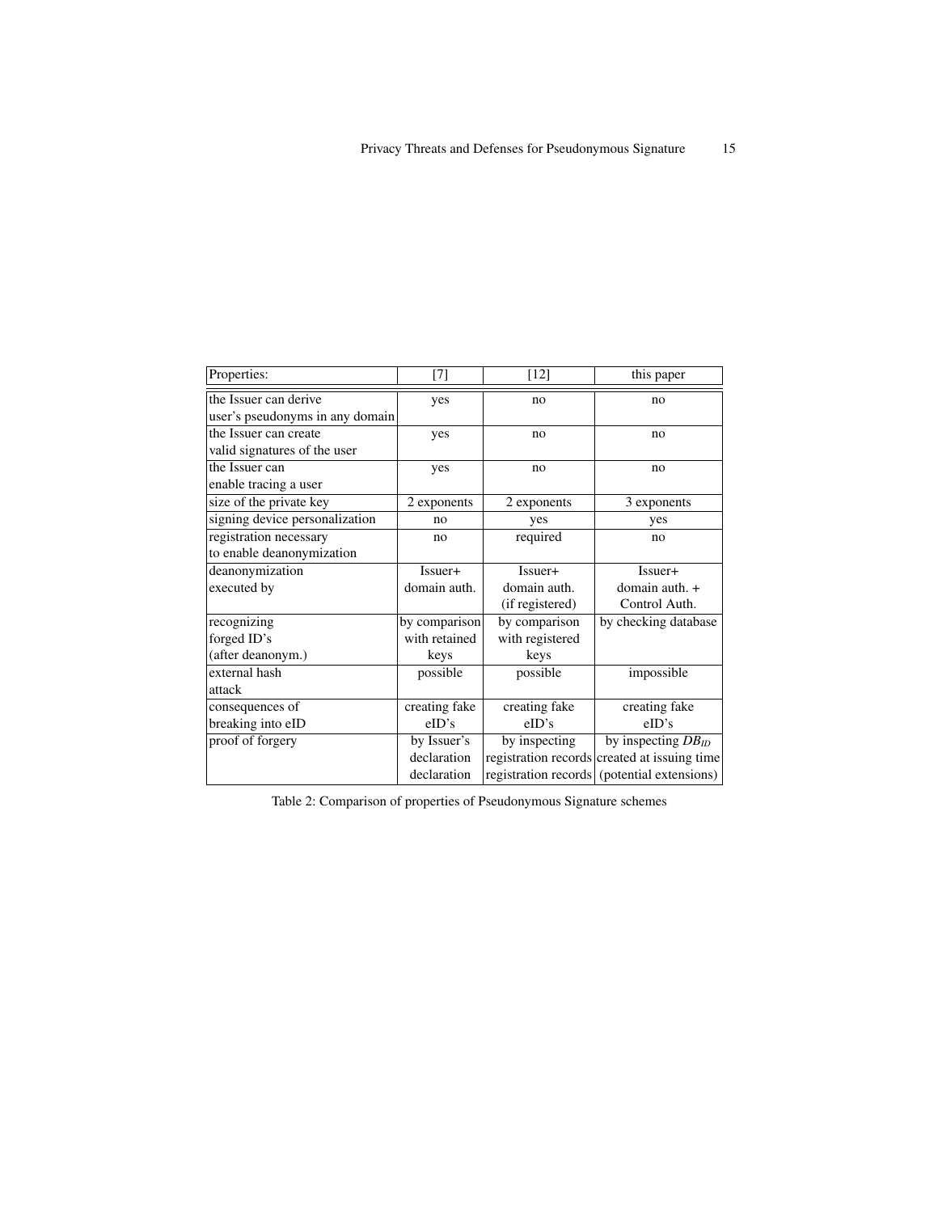| Properties: | [7] | [12] | this paper |
|---|---|---|---|
| the Issuer can derive user's pseudonyms in any domain | yes | no | no |
| the Issuer can create valid signatures of the user | yes | no | no |
| the Issuer can enable tracing a user | yes | no | no |
| size of the private key | 2 exponents | 2 exponents | 3 exponents |
| signing device personalization | no | yes | yes |
| registration necessary to enable deanonymization | no | required | no |
| deanonymization executed by | Issuer+ domain auth. | Issuer+ domain auth. (if registered) | Issuer+ domain auth. + Control Auth. |
| recognizing forged ID's (after deanonym.) | by comparison with retained keys | by comparison with registered keys | by checking database |
| external hash attack | possible | possible | impossible |
| consequences of breaking into eID | creating fake eID's | creating fake eID's | creating fake eID's |
| proof of forgery | by Issuer's declaration declaration | by inspecting registration records registration records | by inspecting $DB_{ID}$ created at issuing time (potential extensions) |

Table 2: Comparison of properties of Pseudonymous Signature schemes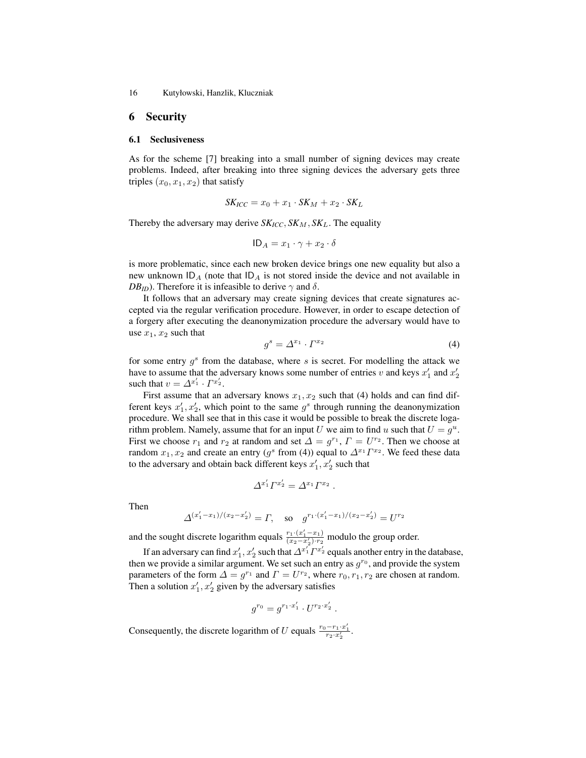## 6 Security

### 6.1 Seclusiveness

As for the scheme [7] breaking into a small number of signing devices may create problems. Indeed, after breaking into three signing devices the adversary gets three triples $(x_0, x_1, x_2)$ that satisfy

$$SK_{ICC} = x_0 + x_1 \cdot SK_M + x_2 \cdot SK_L$$

Thereby the adversary may derive $SK_{ICC}, SK_M, SK_L$. The equality

$$\mathsf{ID}_A = x_1 \cdot \gamma + x_2 \cdot \delta$$

is more problematic, since each new broken device brings one new equality but also a new unknown $\mathsf{ID}_A$ (note that $\mathsf{ID}_A$ is not stored inside the device and not available in $DB_{ID}$). Therefore it is infeasible to derive $\gamma$ and $\delta$.

It follows that an adversary may create signing devices that create signatures accepted via the regular verification procedure. However, in order to escape detection of a forgery after executing the deanonymization procedure the adversary would have to use $x_1, x_2$ such that

$$g^s = \varDelta^{x_1} \cdot \varGamma^{x_2} \tag{4}$$

for some entry $g^s$ from the database, where $s$ is secret. For modelling the attack we have to assume that the adversary knows some number of entries $v$ and keys $x_1'$ and $x_2'$ such that $v = \varDelta^{x_1'} \cdot \varGamma^{x_2'}$.

First assume that an adversary knows $x_1, x_2$ such that (4) holds and can find different keys $x_1', x_2'$, which point to the same $g^s$ through running the deanonymization procedure. We shall see that in this case it would be possible to break the discrete logarithm problem. Namely, assume that for an input $U$ we aim to find $u$ such that $U = g^u$. First we choose $r_1$ and $r_2$ at random and set $\varDelta = g^{r_1}$, $\varGamma = U^{r_2}$. Then we choose at random $x_1, x_2$ and create an entry ($g^s$ from (4)) equal to $\varDelta^{x_1}\varGamma^{x_2}$. We feed these data to the adversary and obtain back different keys $x_1', x_2'$ such that

$$\varDelta^{x_1'}\varGamma^{x_2'} = \varDelta^{x_1}\varGamma^{x_2} \; .$$

Then

$$\varDelta^{(x_1'-x_1)/(x_2-x_2')} = \varGamma, \quad \text{so} \quad g^{r_1 \cdot (x_1'-x_1)/(x_2-x_2')} = U^{r_2}$$

and the sought discrete logarithm equals $\frac{r_1 \cdot (x_1'-x_1)}{(x_2-x_2') \cdot r_2}$ modulo the group order.

If an adversary can find $x_1', x_2'$ such that $\varDelta^{x_1'}\varGamma^{x_2'}$ equals another entry in the database, then we provide a similar argument. We set such an entry as $g^{r_0}$, and provide the system parameters of the form $\varDelta = g^{r_1}$ and $\varGamma = U^{r_2}$, where $r_0, r_1, r_2$ are chosen at random. Then a solution $x_1', x_2'$ given by the adversary satisfies

$$g^{r_0} = g^{r_1 \cdot x_1'} \cdot U^{r_2 \cdot x_2'} \; .$$

Consequently, the discrete logarithm of $U$ equals $\frac{r_0 - r_1 \cdot x_1'}{r_2 \cdot x_2'}$.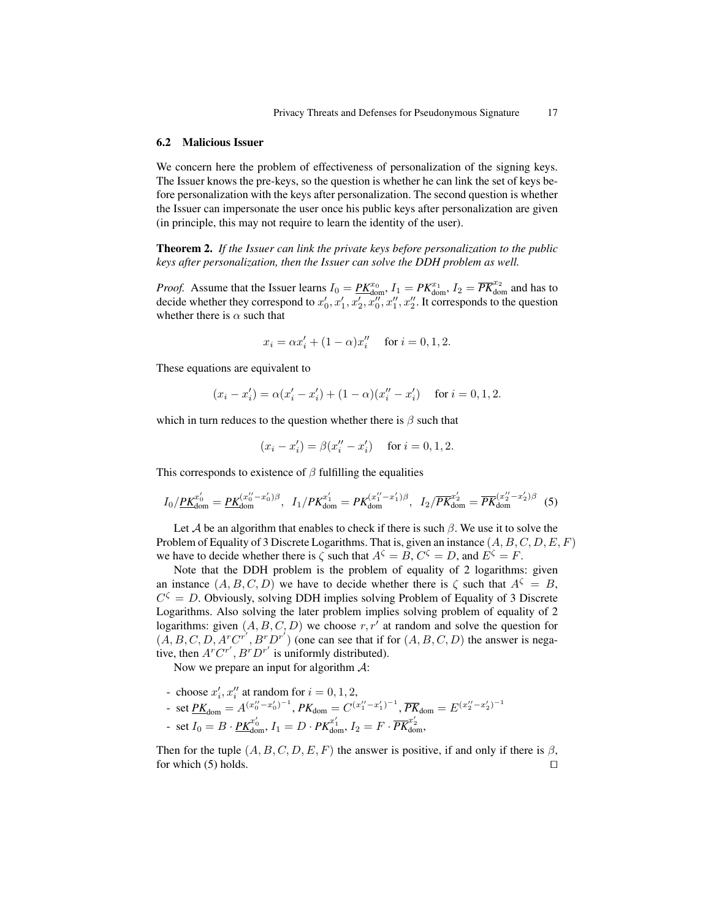### 6.2 Malicious Issuer

We concern here the problem of effectiveness of personalization of the signing keys. The Issuer knows the pre-keys, so the question is whether he can link the set of keys before personalization with the keys after personalization. The second question is whether the Issuer can impersonate the user once his public keys after personalization are given (in principle, this may not require to learn the identity of the user).

**Theorem 2.** *If the Issuer can link the private keys before personalization to the public keys after personalization, then the Issuer can solve the DDH problem as well.*

*Proof.* Assume that the Issuer learns $I_0 = \underline{PK}_{\text{dom}}^{x_0}$, $I_1 = PK_{\text{dom}}^{x_1}$, $I_2 = \overline{PK}_{\text{dom}}^{x_2}$ and has to decide whether they correspond to $x_0', x_1', x_2', x_0'', x_1'', x_2''$. It corresponds to the question whether there is $\alpha$ such that

$$x_i = \alpha x_i' + (1-\alpha) x_i'' \quad \text{for } i = 0, 1, 2.$$

These equations are equivalent to

$$(x_i - x_i') = \alpha(x_i' - x_i') + (1-\alpha)(x_i'' - x_i') \quad \text{for } i = 0, 1, 2.$$

which in turn reduces to the question whether there is $\beta$ such that

$$(x_i - x_i') = \beta(x_i'' - x_i') \quad \text{for } i = 0, 1, 2.$$

This corresponds to existence of $\beta$ fulfilling the equalities

$$I_0/\underline{PK}_{\text{dom}}^{x_0'} = \underline{PK}_{\text{dom}}^{(x_0''-x_0')\beta}, \;\; I_1/PK_{\text{dom}}^{x_1'} = PK_{\text{dom}}^{(x_1''-x_1')\beta}, \;\; I_2/\overline{PK}_{\text{dom}}^{x_2'} = \overline{PK}_{\text{dom}}^{(x_2''-x_2')\beta} \quad (5)$$

Let $\mathcal{A}$ be an algorithm that enables to check if there is such $\beta$. We use it to solve the Problem of Equality of 3 Discrete Logarithms. That is, given an instance $(A, B, C, D, E, F)$ we have to decide whether there is $\zeta$ such that $A^\zeta = B$, $C^\zeta = D$, and $E^\zeta = F$.

Note that the DDH problem is the problem of equality of 2 logarithms: given an instance $(A, B, C, D)$ we have to decide whether there is $\zeta$ such that $A^\zeta = B$, $C^\zeta = D$. Obviously, solving DDH implies solving Problem of Equality of 3 Discrete Logarithms. Also solving the later problem implies solving problem of equality of 2 logarithms: given $(A, B, C, D)$ we choose $r, r'$ at random and solve the question for $(A, B, C, D, A^r C^{r'}, B^r D^{r'})$ (one can see that if for $(A, B, C, D)$ the answer is negative, then $A^r C^{r'}, B^r D^{r'}$ is uniformly distributed).

Now we prepare an input for algorithm $\mathcal{A}$:

- choose $x_i', x_i''$ at random for $i = 0, 1, 2$,
- set $\underline{PK}_{\text{dom}} = A^{(x_0''-x_0')^{-1}}$, $PK_{\text{dom}} = C^{(x_1''-x_1')^{-1}}$, $\overline{PK}_{\text{dom}} = E^{(x_2''-x_2')^{-1}}$
- set $I_0 = B \cdot \underline{PK}_{\text{dom}}^{x_0'}$, $I_1 = D \cdot PK_{\text{dom}}^{x_1'}$, $I_2 = F \cdot \overline{PK}_{\text{dom}}^{x_2'}$,

Then for the tuple $(A, B, C, D, E, F)$ the answer is positive, if and only if there is $\beta$, for which (5) holds. $\square$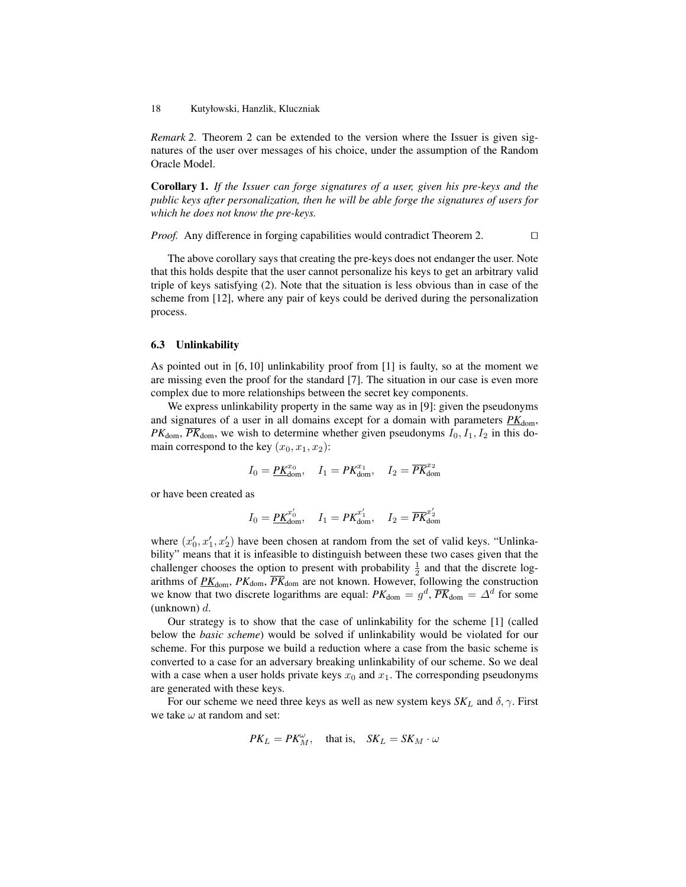*Remark 2.* Theorem 2 can be extended to the version where the Issuer is given signatures of the user over messages of his choice, under the assumption of the Random Oracle Model.

**Corollary 1.** *If the Issuer can forge signatures of a user, given his pre-keys and the public keys after personalization, then he will be able forge the signatures of users for which he does not know the pre-keys.*

*Proof.* Any difference in forging capabilities would contradict Theorem 2. □

The above corollary says that creating the pre-keys does not endanger the user. Note that this holds despite that the user cannot personalize his keys to get an arbitrary valid triple of keys satisfying (2). Note that the situation is less obvious than in case of the scheme from [12], where any pair of keys could be derived during the personalization process.

### 6.3 Unlinkability

As pointed out in [6, 10] unlinkability proof from [1] is faulty, so at the moment we are missing even the proof for the standard [7]. The situation in our case is even more complex due to more relationships between the secret key components.

We express unlinkability property in the same way as in [9]: given the pseudonyms and signatures of a user in all domains except for a domain with parameters $\underline{PK}_{\mathrm{dom}}$, $PK_{\mathrm{dom}}$, $\overline{PK}_{\mathrm{dom}}$, we wish to determine whether given pseudonyms $I_0, I_1, I_2$ in this domain correspond to the key $(x_0, x_1, x_2)$:

$$I_0 = \underline{PK}_{\mathrm{dom}}^{x_0}, \quad I_1 = PK_{\mathrm{dom}}^{x_1}, \quad I_2 = \overline{PK}_{\mathrm{dom}}^{x_2}$$

or have been created as

$$I_0 = \underline{PK}_{\mathrm{dom}}^{x_0'}, \quad I_1 = PK_{\mathrm{dom}}^{x_1'}, \quad I_2 = \overline{PK}_{\mathrm{dom}}^{x_2'}$$

where $(x_0', x_1', x_2')$ have been chosen at random from the set of valid keys. "Unlinkability" means that it is infeasible to distinguish between these two cases given that the challenger chooses the option to present with probability $\frac{1}{2}$ and that the discrete logarithms of $\underline{PK}_{\mathrm{dom}}$, $PK_{\mathrm{dom}}$, $\overline{PK}_{\mathrm{dom}}$ are not known. However, following the construction we know that two discrete logarithms are equal: $PK_{\mathrm{dom}} = g^d$, $\overline{PK}_{\mathrm{dom}} = \Delta^d$ for some (unknown) $d$.

Our strategy is to show that the case of unlinkability for the scheme [1] (called below the *basic scheme*) would be solved if unlinkability would be violated for our scheme. For this purpose we build a reduction where a case from the basic scheme is converted to a case for an adversary breaking unlinkability of our scheme. So we deal with a case when a user holds private keys $x_0$ and $x_1$. The corresponding pseudonyms are generated with these keys.

For our scheme we need three keys as well as new system keys $SK_L$ and $\delta, \gamma$. First we take $\omega$ at random and set:

$$PK_L = PK_M^{\omega}, \quad \text{that is,} \quad SK_L = SK_M \cdot \omega$$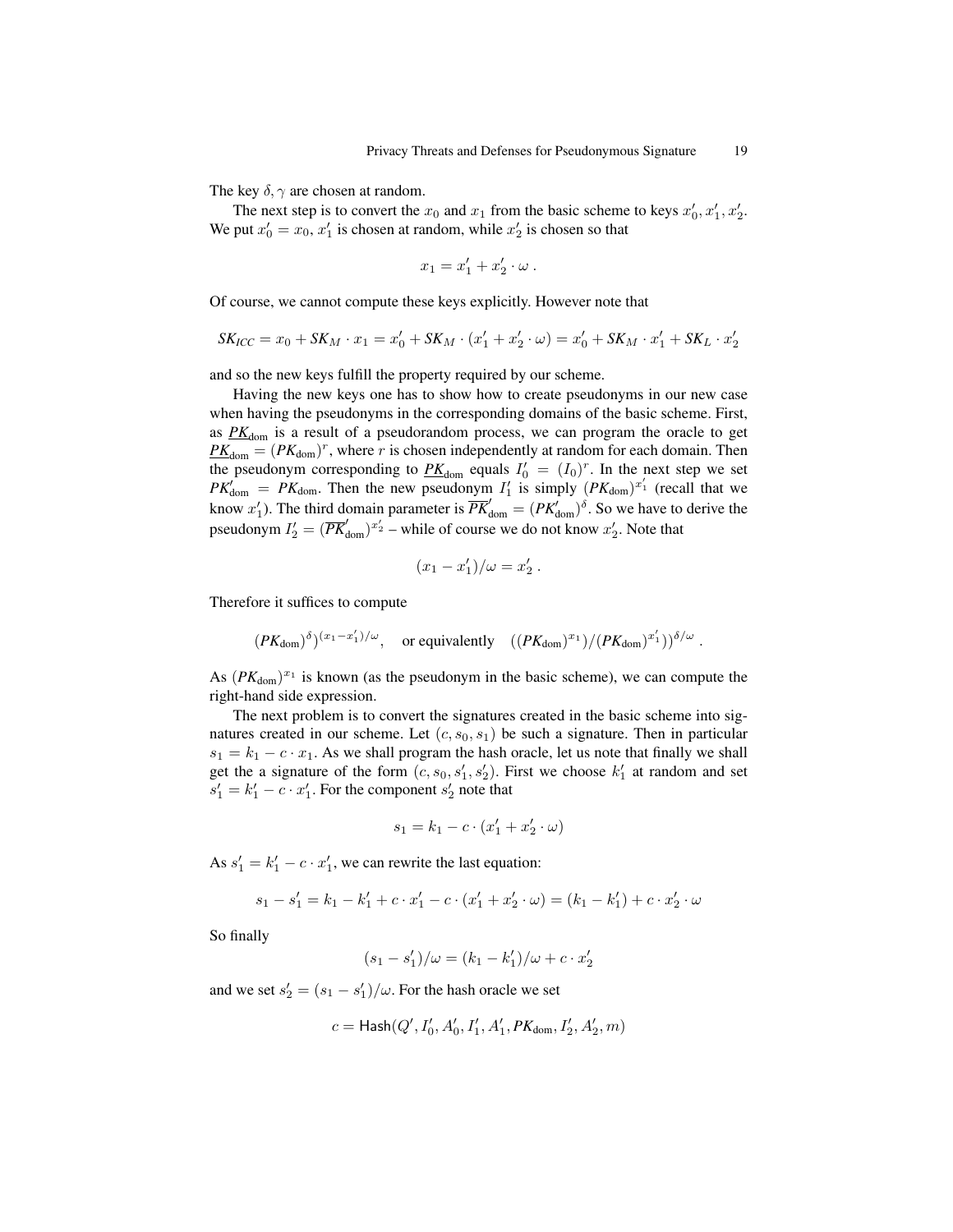The key $\delta, \gamma$ are chosen at random.

The next step is to convert the $x_0$ and $x_1$ from the basic scheme to keys $x'_0, x'_1, x'_2$. We put $x'_0 = x_0$, $x'_1$ is chosen at random, while $x'_2$ is chosen so that

$$x_1 = x'_1 + x'_2 \cdot \omega \ .$$

Of course, we cannot compute these keys explicitly. However note that

$$SK_{ICC} = x_0 + SK_M \cdot x_1 = x'_0 + SK_M \cdot (x'_1 + x'_2 \cdot \omega) = x'_0 + SK_M \cdot x'_1 + SK_L \cdot x'_2$$

and so the new keys fulfill the property required by our scheme.

Having the new keys one has to show how to create pseudonyms in our new case when having the pseudonyms in the corresponding domains of the basic scheme. First, as $\underline{PK}_{\text{dom}}$ is a result of a pseudorandom process, we can program the oracle to get $\underline{PK}_{\text{dom}} = (PK_{\text{dom}})^r$, where $r$ is chosen independently at random for each domain. Then the pseudonym corresponding to $\underline{PK}_{\text{dom}}$ equals $I'_0 = (I_0)^r$. In the next step we set $PK'_{\text{dom}} = PK_{\text{dom}}$. Then the new pseudonym $I'_1$ is simply $(PK_{\text{dom}})^{x'_1}$ (recall that we know $x'_1$). The third domain parameter is $\overline{PK}'_{\text{dom}} = (PK'_{\text{dom}})^{\delta}$. So we have to derive the pseudonym $I'_2 = (\overline{PK}'_{\text{dom}})^{x'_2}$ – while of course we do not know $x'_2$. Note that

$$(x_1 - x'_1)/\omega = x'_2 \ .$$

Therefore it suffices to compute

$$(PK_{\text{dom}})^{\delta})^{(x_1 - x'_1)/\omega}, \quad \text{or equivalently} \quad ((PK_{\text{dom}})^{x_1})/(PK_{\text{dom}})^{x'_1}))^{\delta/\omega} \ .$$

As $(PK_{\text{dom}})^{x_1}$ is known (as the pseudonym in the basic scheme), we can compute the right-hand side expression.

The next problem is to convert the signatures created in the basic scheme into signatures created in our scheme. Let $(c, s_0, s_1)$ be such a signature. Then in particular $s_1 = k_1 - c \cdot x_1$. As we shall program the hash oracle, let us note that finally we shall get the a signature of the form $(c, s_0, s'_1, s'_2)$. First we choose $k'_1$ at random and set $s'_1 = k'_1 - c \cdot x'_1$. For the component $s'_2$ note that

$$s_1 = k_1 - c \cdot (x'_1 + x'_2 \cdot \omega)$$

As $s'_1 = k'_1 - c \cdot x'_1$, we can rewrite the last equation:

$$s_1 - s'_1 = k_1 - k'_1 + c \cdot x'_1 - c \cdot (x'_1 + x'_2 \cdot \omega) = (k_1 - k'_1) + c \cdot x'_2 \cdot \omega$$

So finally

$$(s_1 - s'_1)/\omega = (k_1 - k'_1)/\omega + c \cdot x'_2$$

and we set $s'_2 = (s_1 - s'_1)/\omega$. For the hash oracle we set

$$c = \mathsf{Hash}(Q', I'_0, A'_0, I'_1, A'_1, PK_{\text{dom}}, I'_2, A'_2, m)$$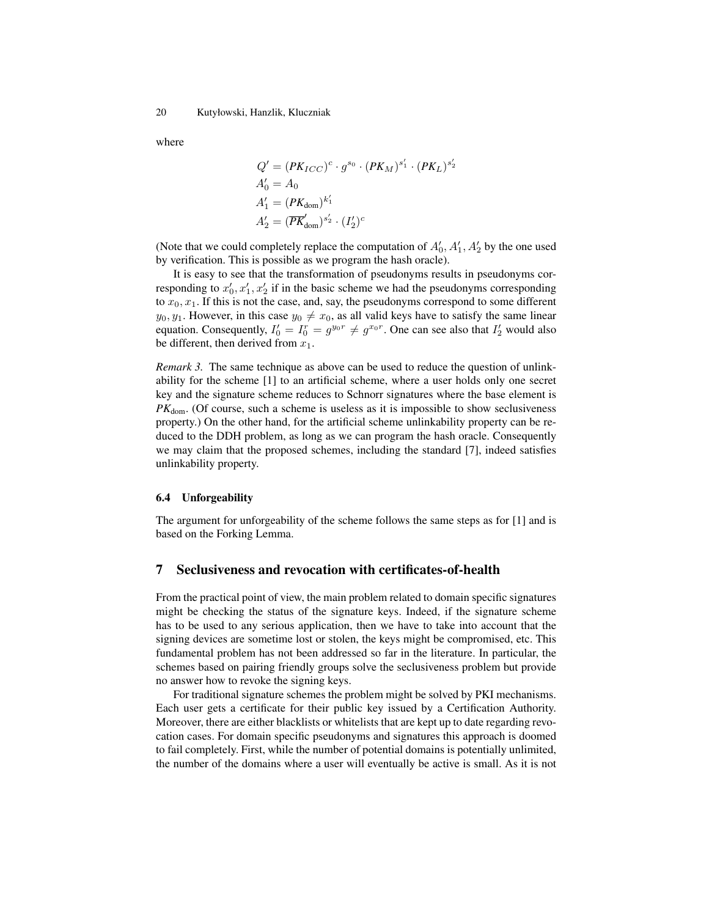where

$$
\begin{aligned}
Q' &= (PK_{ICC})^c \cdot g^{s_0} \cdot (PK_M)^{s_1'} \cdot (PK_L)^{s_2'} \\
A_0' &= A_0 \\
A_1' &= (PK_{\text{dom}})^{k_1'} \\
A_2' &= (\overline{PK}'_{\text{dom}})^{s_2'} \cdot (I_2')^c
\end{aligned}
$$

(Note that we could completely replace the computation of $A_0', A_1', A_2'$ by the one used by verification. This is possible as we program the hash oracle).

It is easy to see that the transformation of pseudonyms results in pseudonyms corresponding to $x_0', x_1', x_2'$ if in the basic scheme we had the pseudonyms corresponding to $x_0, x_1$. If this is not the case, and, say, the pseudonyms correspond to some different $y_0, y_1$. However, in this case $y_0 \neq x_0$, as all valid keys have to satisfy the same linear equation. Consequently, $I_0' = I_0^r = g^{y_0 r} \neq g^{x_0 r}$. One can see also that $I_2'$ would also be different, then derived from $x_1$.

*Remark 3.* The same technique as above can be used to reduce the question of unlinkability for the scheme [1] to an artificial scheme, where a user holds only one secret key and the signature scheme reduces to Schnorr signatures where the base element is $PK_{\text{dom}}$. (Of course, such a scheme is useless as it is impossible to show seclusiveness property.) On the other hand, for the artificial scheme unlinkability property can be reduced to the DDH problem, as long as we can program the hash oracle. Consequently we may claim that the proposed schemes, including the standard [7], indeed satisfies unlinkability property.

### 6.4 Unforgeability

The argument for unforgeability of the scheme follows the same steps as for [1] and is based on the Forking Lemma.

## 7 Seclusiveness and revocation with certificates-of-health

From the practical point of view, the main problem related to domain specific signatures might be checking the status of the signature keys. Indeed, if the signature scheme has to be used to any serious application, then we have to take into account that the signing devices are sometime lost or stolen, the keys might be compromised, etc. This fundamental problem has not been addressed so far in the literature. In particular, the schemes based on pairing friendly groups solve the seclusiveness problem but provide no answer how to revoke the signing keys.

For traditional signature schemes the problem might be solved by PKI mechanisms. Each user gets a certificate for their public key issued by a Certification Authority. Moreover, there are either blacklists or whitelists that are kept up to date regarding revocation cases. For domain specific pseudonyms and signatures this approach is doomed to fail completely. First, while the number of potential domains is potentially unlimited, the number of the domains where a user will eventually be active is small. As it is not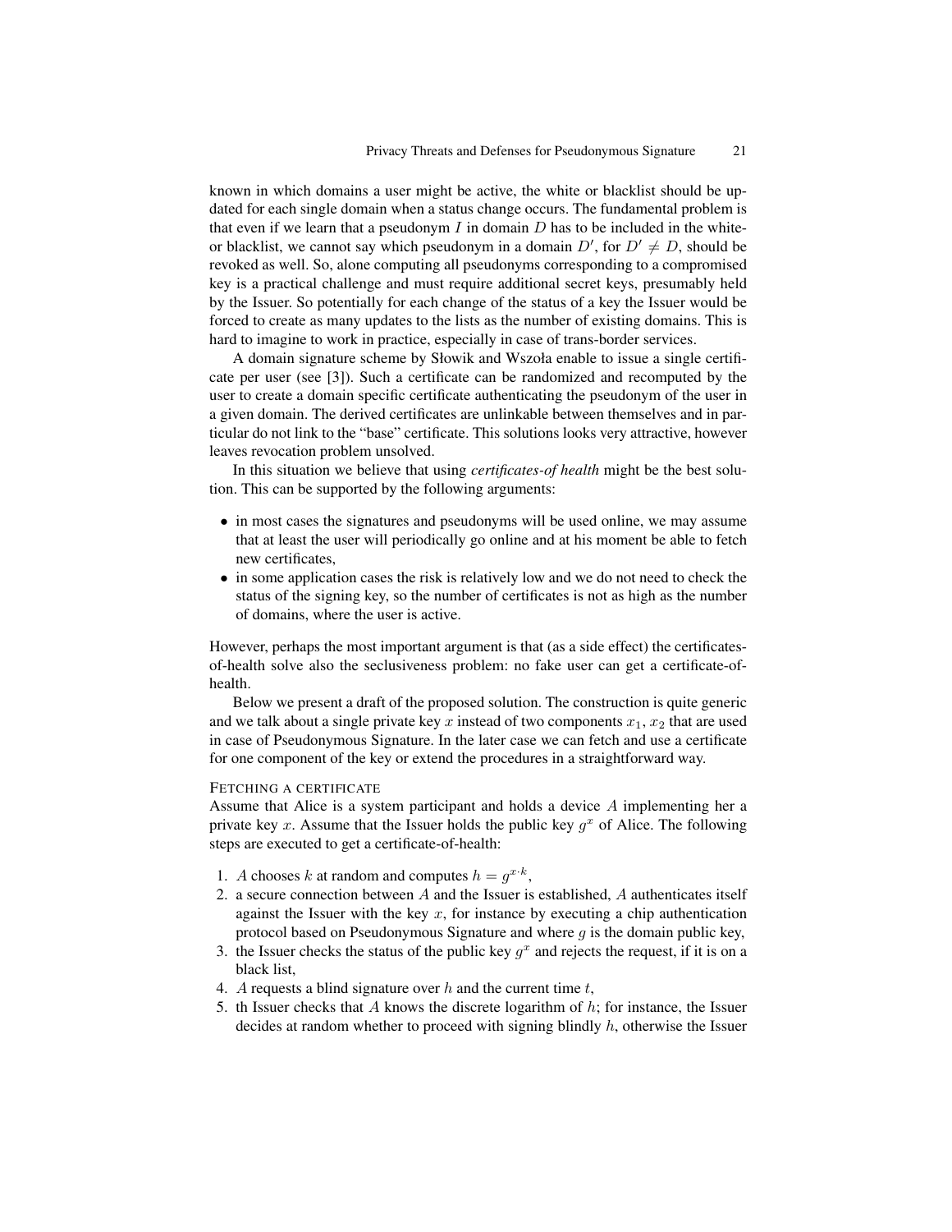known in which domains a user might be active, the white or blacklist should be updated for each single domain when a status change occurs. The fundamental problem is that even if we learn that a pseudonym $I$ in domain $D$ has to be included in the white- or blacklist, we cannot say which pseudonym in a domain $D'$, for $D' \neq D$, should be revoked as well. So, alone computing all pseudonyms corresponding to a compromised key is a practical challenge and must require additional secret keys, presumably held by the Issuer. So potentially for each change of the status of a key the Issuer would be forced to create as many updates to the lists as the number of existing domains. This is hard to imagine to work in practice, especially in case of trans-border services.

A domain signature scheme by Słowik and Wszoła enable to issue a single certificate per user (see [3]). Such a certificate can be randomized and recomputed by the user to create a domain specific certificate authenticating the pseudonym of the user in a given domain. The derived certificates are unlinkable between themselves and in particular do not link to the "base" certificate. This solutions looks very attractive, however leaves revocation problem unsolved.

In this situation we believe that using *certificates-of health* might be the best solution. This can be supported by the following arguments:

- in most cases the signatures and pseudonyms will be used online, we may assume that at least the user will periodically go online and at his moment be able to fetch new certificates,
- in some application cases the risk is relatively low and we do not need to check the status of the signing key, so the number of certificates is not as high as the number of domains, where the user is active.

However, perhaps the most important argument is that (as a side effect) the certificates-of-health solve also the seclusiveness problem: no fake user can get a certificate-of-health.

Below we present a draft of the proposed solution. The construction is quite generic and we talk about a single private key $x$ instead of two components $x_1, x_2$ that are used in case of Pseudonymous Signature. In the later case we can fetch and use a certificate for one component of the key or extend the procedures in a straightforward way.

FETCHING A CERTIFICATE

Assume that Alice is a system participant and holds a device $A$ implementing her a private key $x$. Assume that the Issuer holds the public key $g^x$ of Alice. The following steps are executed to get a certificate-of-health:

1. $A$ chooses $k$ at random and computes $h = g^{x \cdot k}$,
2. a secure connection between $A$ and the Issuer is established, $A$ authenticates itself against the Issuer with the key $x$, for instance by executing a chip authentication protocol based on Pseudonymous Signature and where $g$ is the domain public key,
3. the Issuer checks the status of the public key $g^x$ and rejects the request, if it is on a black list,
4. $A$ requests a blind signature over $h$ and the current time $t$,
5. th Issuer checks that $A$ knows the discrete logarithm of $h$; for instance, the Issuer decides at random whether to proceed with signing blindly $h$, otherwise the Issuer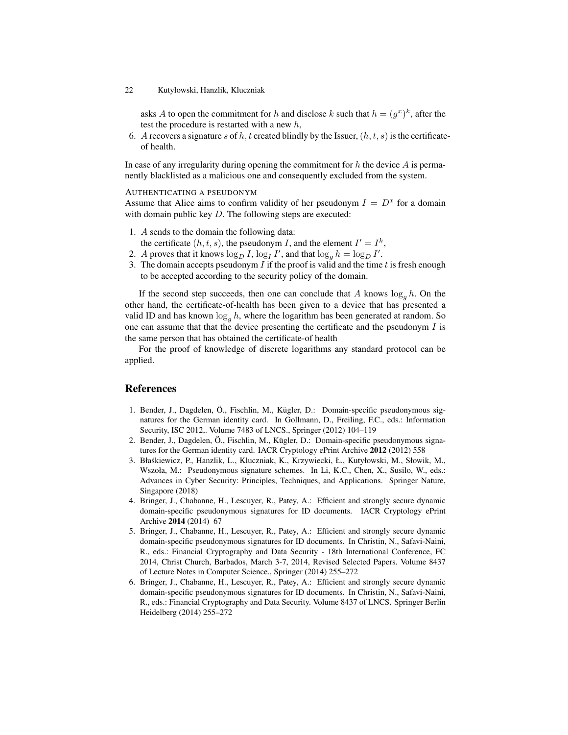asks $A$ to open the commitment for $h$ and disclose $k$ such that $h = (g^x)^k$, after the test the procedure is restarted with a new $h$,

6. $A$ recovers a signature $s$ of $h, t$ created blindly by the Issuer, $(h, t, s)$ is the certificate-of health.

In case of any irregularity during opening the commitment for $h$ the device $A$ is permanently blacklisted as a malicious one and consequently excluded from the system.

AUTHENTICATING A PSEUDONYM

Assume that Alice aims to confirm validity of her pseudonym $I = D^x$ for a domain with domain public key $D$. The following steps are executed:

1. $A$ sends to the domain the following data:
   the certificate $(h, t, s)$, the pseudonym $I$, and the element $I' = I^k$,
2. $A$ proves that it knows $\log_D I$, $\log_I I'$, and that $\log_g h = \log_D I'$.
3. The domain accepts pseudonym $I$ if the proof is valid and the time $t$ is fresh enough to be accepted according to the security policy of the domain.

If the second step succeeds, then one can conclude that $A$ knows $\log_g h$. On the other hand, the certificate-of-health has been given to a device that has presented a valid ID and has known $\log_g h$, where the logarithm has been generated at random. So one can assume that that the device presenting the certificate and the pseudonym $I$ is the same person that has obtained the certificate-of health

For the proof of knowledge of discrete logarithms any standard protocol can be applied.

## References

1. Bender, J., Dagdelen, Ö., Fischlin, M., Kügler, D.: Domain-specific pseudonymous signatures for the German identity card. In Gollmann, D., Freiling, F.C., eds.: Information Security, ISC 2012,. Volume 7483 of LNCS., Springer (2012) 104–119
2. Bender, J., Dagdelen, Ö., Fischlin, M., Kügler, D.: Domain-specific pseudonymous signatures for the German identity card. IACR Cryptology ePrint Archive **2012** (2012) 558
3. Błaśkiewicz, P., Hanzlik, L., Kluczniak, K., Krzywiecki, Ł., Kutyłowski, M., Słowik, M., Wszoła, M.: Pseudonymous signature schemes. In Li, K.C., Chen, X., Susilo, W., eds.: Advances in Cyber Security: Principles, Techniques, and Applications. Springer Nature, Singapore (2018)
4. Bringer, J., Chabanne, H., Lescuyer, R., Patey, A.: Efficient and strongly secure dynamic domain-specific pseudonymous signatures for ID documents. IACR Cryptology ePrint Archive **2014** (2014) 67
5. Bringer, J., Chabanne, H., Lescuyer, R., Patey, A.: Efficient and strongly secure dynamic domain-specific pseudonymous signatures for ID documents. In Christin, N., Safavi-Naini, R., eds.: Financial Cryptography and Data Security - 18th International Conference, FC 2014, Christ Church, Barbados, March 3-7, 2014, Revised Selected Papers. Volume 8437 of Lecture Notes in Computer Science., Springer (2014) 255–272
6. Bringer, J., Chabanne, H., Lescuyer, R., Patey, A.: Efficient and strongly secure dynamic domain-specific pseudonymous signatures for ID documents. In Christin, N., Safavi-Naini, R., eds.: Financial Cryptography and Data Security. Volume 8437 of LNCS. Springer Berlin Heidelberg (2014) 255–272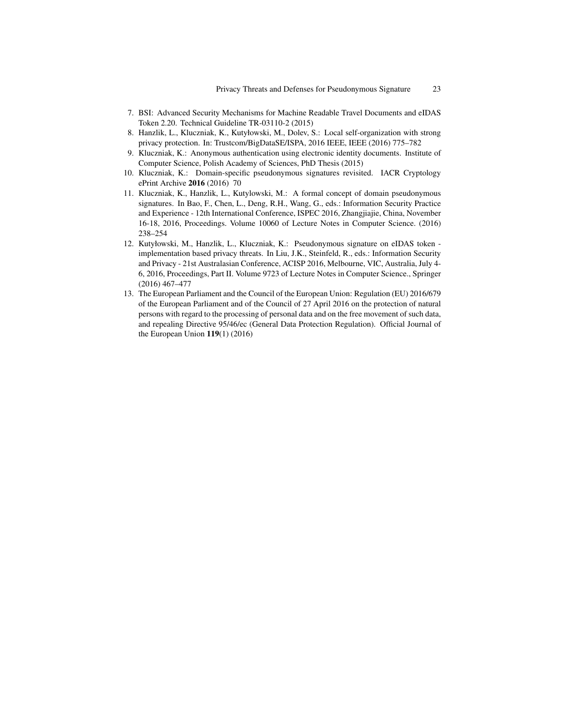7. BSI: Advanced Security Mechanisms for Machine Readable Travel Documents and eIDAS Token 2.20. Technical Guideline TR-03110-2 (2015)
8. Hanzlik, L., Kluczniak, K., Kutyłowski, M., Dolev, S.: Local self-organization with strong privacy protection. In: Trustcom/BigDataSE/ISPA, 2016 IEEE, IEEE (2016) 775–782
9. Kluczniak, K.: Anonymous authentication using electronic identity documents. Institute of Computer Science, Polish Academy of Sciences, PhD Thesis (2015)
10. Kluczniak, K.: Domain-specific pseudonymous signatures revisited. IACR Cryptology ePrint Archive **2016** (2016) 70
11. Kluczniak, K., Hanzlik, L., Kutylowski, M.: A formal concept of domain pseudonymous signatures. In Bao, F., Chen, L., Deng, R.H., Wang, G., eds.: Information Security Practice and Experience - 12th International Conference, ISPEC 2016, Zhangjiajie, China, November 16-18, 2016, Proceedings. Volume 10060 of Lecture Notes in Computer Science. (2016) 238–254
12. Kutyłowski, M., Hanzlik, L., Kluczniak, K.: Pseudonymous signature on eIDAS token - implementation based privacy threats. In Liu, J.K., Steinfeld, R., eds.: Information Security and Privacy - 21st Australasian Conference, ACISP 2016, Melbourne, VIC, Australia, July 4-6, 2016, Proceedings, Part II. Volume 9723 of Lecture Notes in Computer Science., Springer (2016) 467–477
13. The European Parliament and the Council of the European Union: Regulation (EU) 2016/679 of the European Parliament and of the Council of 27 April 2016 on the protection of natural persons with regard to the processing of personal data and on the free movement of such data, and repealing Directive 95/46/ec (General Data Protection Regulation). Official Journal of the European Union **119**(1) (2016)